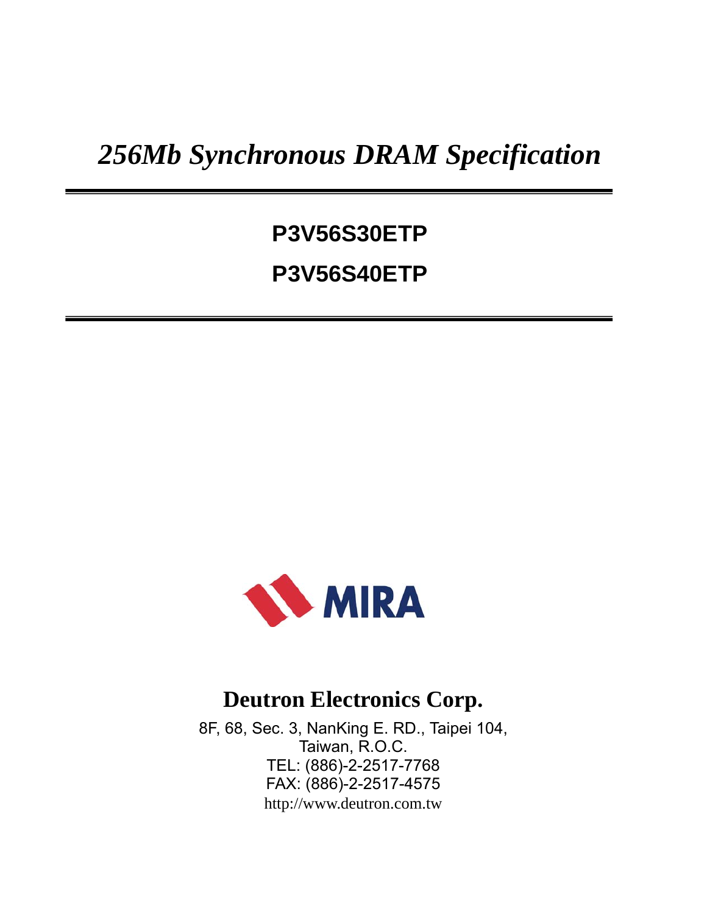# *256Mb Synchronous DRAM Specification*

## P3V56S30ETP

## P3V56S40ETP

MIRA

**Deutron Electronics Corp.**

8F, 68, Sec. 3, NanKing E. RD., Taipei 104,
Taiwan, R.O.C.
TEL: (886)-2-2517-7768
FAX: (886)-2-2517-4575
http://www.deutron.com.tw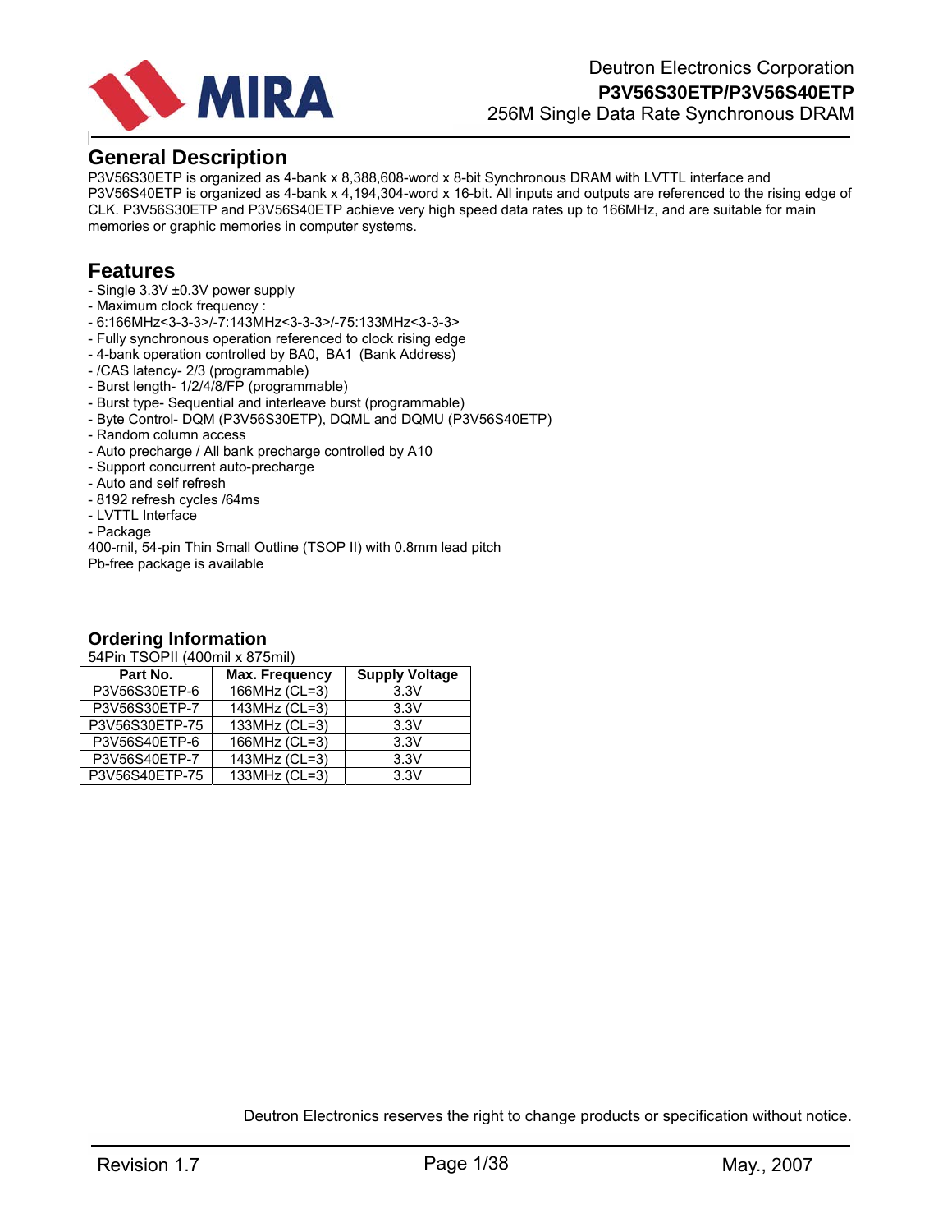# General Description

P3V56S30ETP is organized as 4-bank x 8,388,608-word x 8-bit Synchronous DRAM with LVTTL interface and P3V56S40ETP is organized as 4-bank x 4,194,304-word x 16-bit. All inputs and outputs are referenced to the rising edge of CLK. P3V56S30ETP and P3V56S40ETP achieve very high speed data rates up to 166MHz, and are suitable for main memories or graphic memories in computer systems.

# Features

- Single 3.3V ±0.3V power supply
- Maximum clock frequency :
- 6:166MHz<3-3-3>/-7:143MHz<3-3-3>/-75:133MHz<3-3-3>
- Fully synchronous operation referenced to clock rising edge
- 4-bank operation controlled by BA0, BA1 (Bank Address)
- /CAS latency- 2/3 (programmable)
- Burst length- 1/2/4/8/FP (programmable)
- Burst type- Sequential and interleave burst (programmable)
- Byte Control- DQM (P3V56S30ETP), DQML and DQMU (P3V56S40ETP)
- Random column access
- Auto precharge / All bank precharge controlled by A10
- Support concurrent auto-precharge
- Auto and self refresh
- 8192 refresh cycles /64ms
- LVTTL Interface
- Package

400-mil, 54-pin Thin Small Outline (TSOP II) with 0.8mm lead pitch
Pb-free package is available

# Ordering Information

54Pin TSOPII (400mil x 875mil)

| Part No. | Max. Frequency | Supply Voltage |
|---|---|---|
| P3V56S30ETP-6 | 166MHz (CL=3) | 3.3V |
| P3V56S30ETP-7 | 143MHz (CL=3) | 3.3V |
| P3V56S30ETP-75 | 133MHz (CL=3) | 3.3V |
| P3V56S40ETP-6 | 166MHz (CL=3) | 3.3V |
| P3V56S40ETP-7 | 143MHz (CL=3) | 3.3V |
| P3V56S40ETP-75 | 133MHz (CL=3) | 3.3V |

Deutron Electronics reserves the right to change products or specification without notice.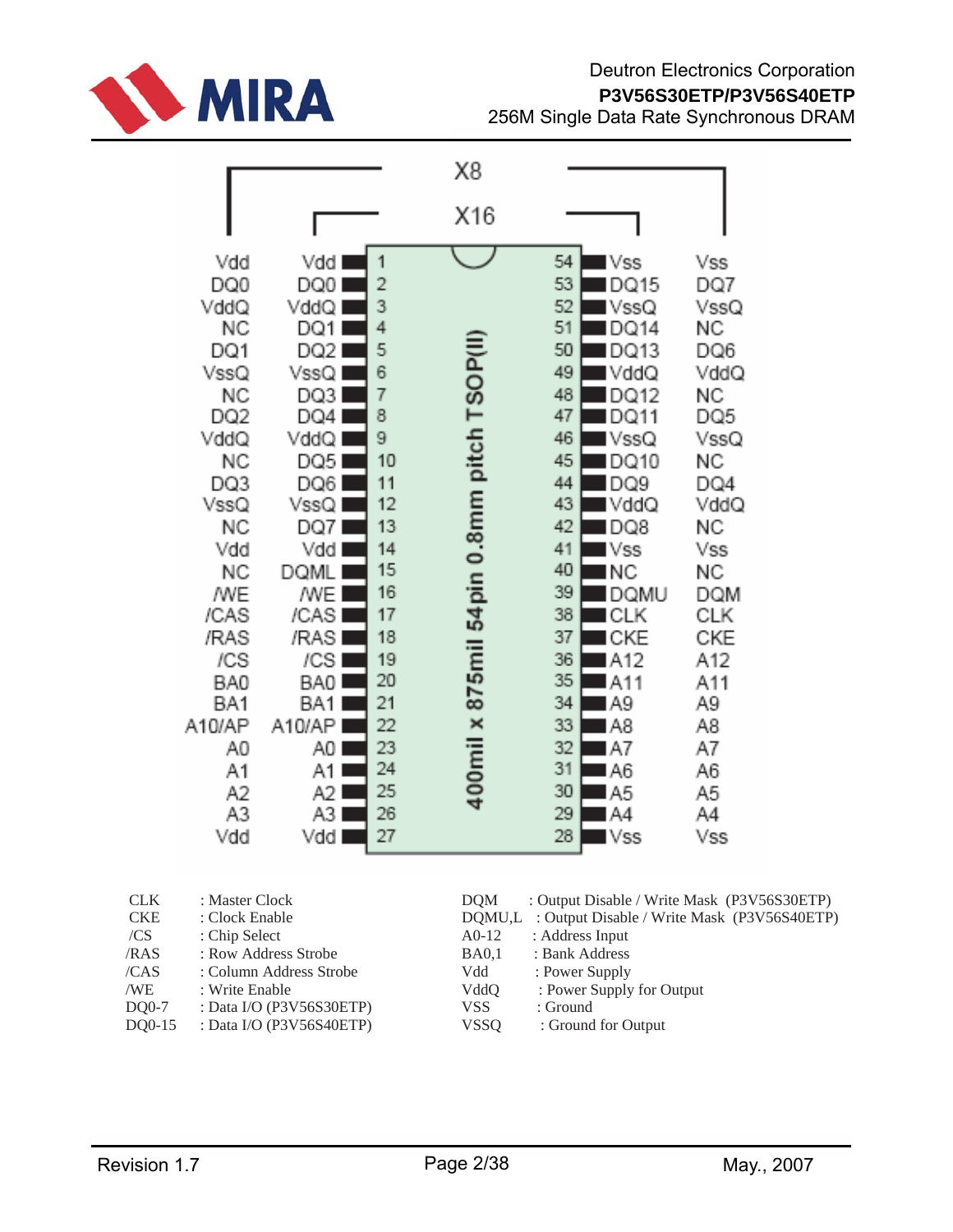| X8 | X16 | Pin | | Pin | X16 | X8 |
|---|---|---|---|---|---|---|
| Vdd | Vdd | 1 | | 54 | Vss | Vss |
| DQ0 | DQ0 | 2 | | 53 | DQ15 | DQ7 |
| VddQ | VddQ | 3 | | 52 | VssQ | VssQ |
| NC | DQ1 | 4 | | 51 | DQ14 | NC |
| DQ1 | DQ2 | 5 | | 50 | DQ13 | DQ6 |
| VssQ | VssQ | 6 | | 49 | VddQ | VddQ |
| NC | DQ3 | 7 | | 48 | DQ12 | NC |
| DQ2 | DQ4 | 8 | | 47 | DQ11 | DQ5 |
| VddQ | VddQ | 9 | | 46 | VssQ | VssQ |
| NC | DQ5 | 10 | | 45 | DQ10 | NC |
| DQ3 | DQ6 | 11 | | 44 | DQ9 | DQ4 |
| VssQ | VssQ | 12 | | 43 | VddQ | VddQ |
| NC | DQ7 | 13 | | 42 | DQ8 | NC |
| Vdd | Vdd | 14 | | 41 | Vss | Vss |
| NC | DQML | 15 | | 40 | NC | NC |
| /WE | /WE | 16 | | 39 | DQMU | DQM |
| /CAS | /CAS | 17 | | 38 | CLK | CLK |
| /RAS | /RAS | 18 | | 37 | CKE | CKE |
| /CS | /CS | 19 | | 36 | A12 | A12 |
| BA0 | BA0 | 20 | | 35 | A11 | A11 |
| BA1 | BA1 | 21 | | 34 | A9 | A9 |
| A10/AP | A10/AP | 22 | | 33 | A8 | A8 |
| A0 | A0 | 23 | | 32 | A7 | A7 |
| A1 | A1 | 24 | | 31 | A6 | A6 |
| A2 | A2 | 25 | | 30 | A5 | A5 |
| A3 | A3 | 26 | | 29 | A4 | A4 |
| Vdd | Vdd | 27 | | 28 | Vss | Vss |

400mil x 875mil 54pin 0.8mm pitch TSOP(II)

| Pin | Description | Pin | Description |
|---|---|---|---|
| CLK | : Master Clock | DQM | : Output Disable / Write Mask (P3V56S30ETP) |
| CKE | : Clock Enable | DQMU,L | : Output Disable / Write Mask (P3V56S40ETP) |
| /CS | : Chip Select | A0-12 | : Address Input |
| /RAS | : Row Address Strobe | BA0,1 | : Bank Address |
| /CAS | : Column Address Strobe | Vdd | : Power Supply |
| /WE | : Write Enable | VddQ | : Power Supply for Output |
| DQ0-7 | : Data I/O (P3V56S30ETP) | VSS | : Ground |
| DQ0-15 | : Data I/O (P3V56S40ETP) | VSSQ | : Ground for Output |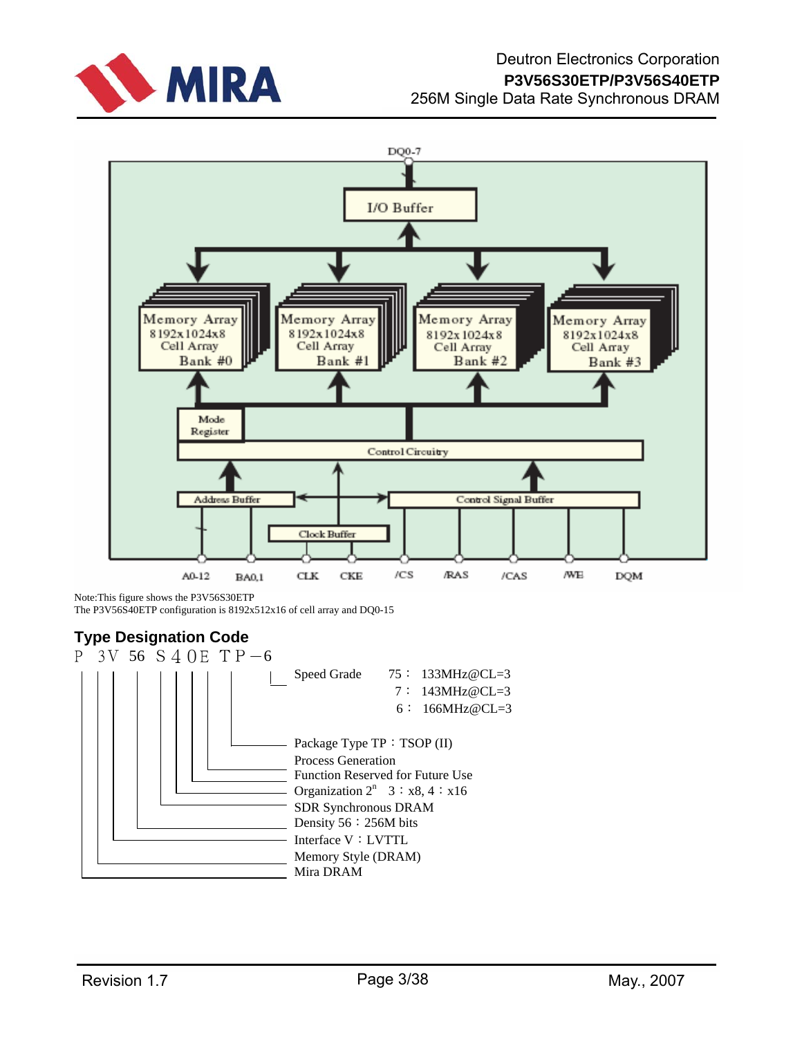DQ0-7

I/O Buffer

Memory Array 8192x1024x8 Cell Array Bank #0

Memory Array 8192x1024x8 Cell Array Bank #1

Memory Array 8192x1024x8 Cell Array Bank #2

Memory Array 8192x1024x8 Cell Array Bank #3

Mode Register

Control Circuitry

Address Buffer

Control Signal Buffer

Clock Buffer

A0-12 BA0,1 CLK CKE /CS /RAS /CAS /WE DQM

Note:This figure shows the P3V56S30ETP
The P3V56S40ETP configuration is 8192x512x16 of cell array and DQ0-15

## Type Designation Code

P 3V 56 S 4 0E TP –6

- Speed Grade
  - 75 : 133MHz@CL=3
  - 7 : 143MHz@CL=3
  - 6 : 166MHz@CL=3
- Package Type TP : TSOP (II)
- Process Generation
- Function Reserved for Future Use
- Organization $2^n$ 3 : x8, 4 : x16
- SDR Synchronous DRAM
- Density 56 : 256M bits
- Interface V : LVTTL
- Memory Style (DRAM)
- Mira DRAM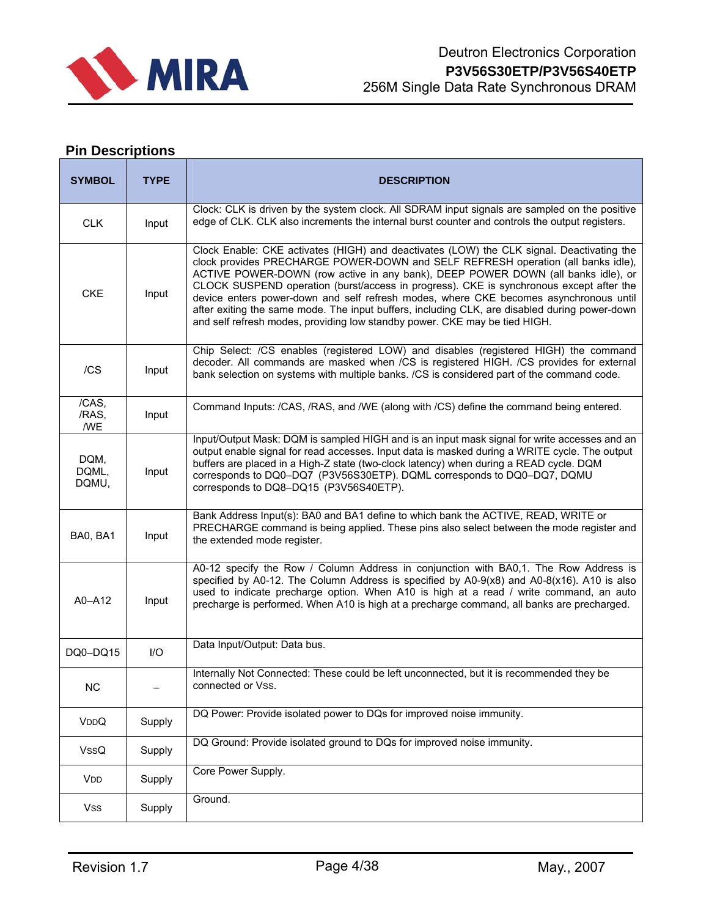## Pin Descriptions

| SYMBOL | TYPE | DESCRIPTION |
|---|---|---|
| CLK | Input | Clock: CLK is driven by the system clock. All SDRAM input signals are sampled on the positive edge of CLK. CLK also increments the internal burst counter and controls the output registers. |
| CKE | Input | Clock Enable: CKE activates (HIGH) and deactivates (LOW) the CLK signal. Deactivating the clock provides PRECHARGE POWER-DOWN and SELF REFRESH operation (all banks idle), ACTIVE POWER-DOWN (row active in any bank), DEEP POWER DOWN (all banks idle), or CLOCK SUSPEND operation (burst/access in progress). CKE is synchronous except after the device enters power-down and self refresh modes, where CKE becomes asynchronous until after exiting the same mode. The input buffers, including CLK, are disabled during power-down and self refresh modes, providing low standby power. CKE may be tied HIGH. |
| /CS | Input | Chip Select: /CS enables (registered LOW) and disables (registered HIGH) the command decoder. All commands are masked when /CS is registered HIGH. /CS provides for external bank selection on systems with multiple banks. /CS is considered part of the command code. |
| /CAS, /RAS, /WE | Input | Command Inputs: /CAS, /RAS, and /WE (along with /CS) define the command being entered. |
| DQM, DQML, DQMU, | Input | Input/Output Mask: DQM is sampled HIGH and is an input mask signal for write accesses and an output enable signal for read accesses. Input data is masked during a WRITE cycle. The output buffers are placed in a High-Z state (two-clock latency) when during a READ cycle. DQM corresponds to DQ0–DQ7 (P3V56S30ETP). DQML corresponds to DQ0–DQ7, DQMU corresponds to DQ8–DQ15 (P3V56S40ETP). |
| BA0, BA1 | Input | Bank Address Input(s): BA0 and BA1 define to which bank the ACTIVE, READ, WRITE or PRECHARGE command is being applied. These pins also select between the mode register and the extended mode register. |
| A0–A12 | Input | A0-12 specify the Row / Column Address in conjunction with BA0,1. The Row Address is specified by A0-12. The Column Address is specified by A0-9(x8) and A0-8(x16). A10 is also used to indicate precharge option. When A10 is high at a read / write command, an auto precharge is performed. When A10 is high at a precharge command, all banks are precharged. |
| DQ0–DQ15 | I/O | Data Input/Output: Data bus. |
| NC | – | Internally Not Connected: These could be left unconnected, but it is recommended they be connected or VSS. |
| VDDQ | Supply | DQ Power: Provide isolated power to DQs for improved noise immunity. |
| VSSQ | Supply | DQ Ground: Provide isolated ground to DQs for improved noise immunity. |
| VDD | Supply | Core Power Supply. |
| VSS | Supply | Ground. |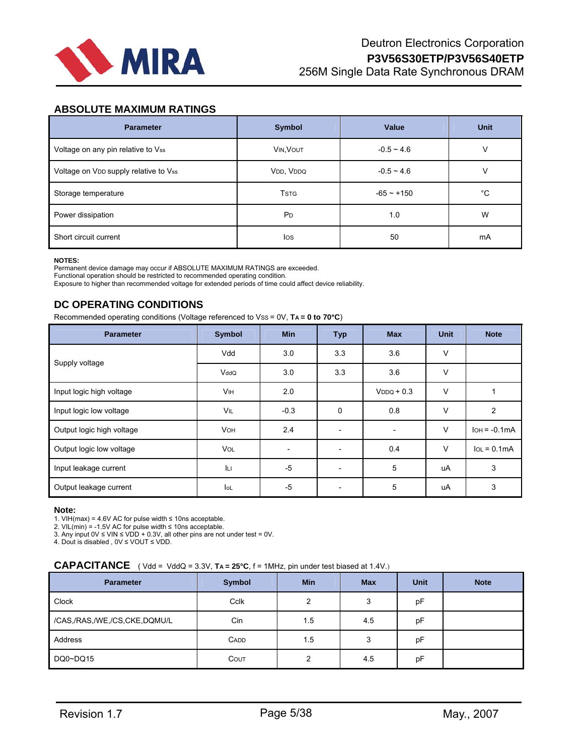## ABSOLUTE MAXIMUM RATINGS

| Parameter | Symbol | Value | Unit |
|---|---|---|---|
| Voltage on any pin relative to $V_{ss}$ | $V_{IN}$,$V_{OUT}$ | -0.5 ~ 4.6 | V |
| Voltage on $V_{DD}$ supply relative to $V_{ss}$ | $V_{DD}$, $V_{DDQ}$ | -0.5 ~ 4.6 | V |
| Storage temperature | $T_{STG}$ | -65 ~ +150 | °C |
| Power dissipation | $P_D$ | 1.0 | W |
| Short circuit current | $I_{OS}$ | 50 | mA |

**NOTES:**
Permanent device damage may occur if ABSOLUTE MAXIMUM RATINGS are exceeded.
Functional operation should be restricted to recommended operating condition.
Exposure to higher than recommended voltage for extended periods of time could affect device reliability.

## DC OPERATING CONDITIONS

Recommended operating conditions (Voltage referenced to $V_{SS}$ = 0V, **$T_A$ = 0 to 70°C**)

| Parameter | Symbol | Min | Typ | Max | Unit | Note |
|---|---|---|---|---|---|---|
| Supply voltage | Vdd | 3.0 | 3.3 | 3.6 | V | |
| | $V_{ddQ}$ | 3.0 | 3.3 | 3.6 | V | |
| Input logic high voltage | $V_{IH}$ | 2.0 | | $V_{DDQ}$ + 0.3 | V | 1 |
| Input logic low voltage | $V_{IL}$ | -0.3 | 0 | 0.8 | V | 2 |
| Output logic high voltage | $V_{OH}$ | 2.4 | - | - | V | $I_{OH}$ = -0.1mA |
| Output logic low voltage | $V_{OL}$ | - | - | 0.4 | V | $I_{OL}$ = 0.1mA |
| Input leakage current | $I_{LI}$ | -5 | - | 5 | uA | 3 |
| Output leakage current | $I_{OL}$ | -5 | - | 5 | uA | 3 |

**Note:**
1. VIH(max) = 4.6V AC for pulse width ≤ 10ns acceptable.
2. VIL(min) = -1.5V AC for pulse width ≤ 10ns acceptable.
3. Any input 0V ≤ VIN ≤ VDD + 0.3V, all other pins are not under test = 0V.
4. Dout is disabled , 0V ≤ VOUT ≤ VDD.

## CAPACITANCE

( Vdd = VddQ = 3.3V, **$T_A$ = 25°C**, f = 1MHz, pin under test biased at 1.4V.)

| Parameter | Symbol | Min | Max | Unit | Note |
|---|---|---|---|---|---|
| Clock | Cclk | 2 | 3 | pF | |
| /CAS,/RAS,/WE,/CS,CKE,DQMU/L | Cin | 1.5 | 4.5 | pF | |
| Address | $C_{ADD}$ | 1.5 | 3 | pF | |
| DQ0~DQ15 | $C_{OUT}$ | 2 | 4.5 | pF | |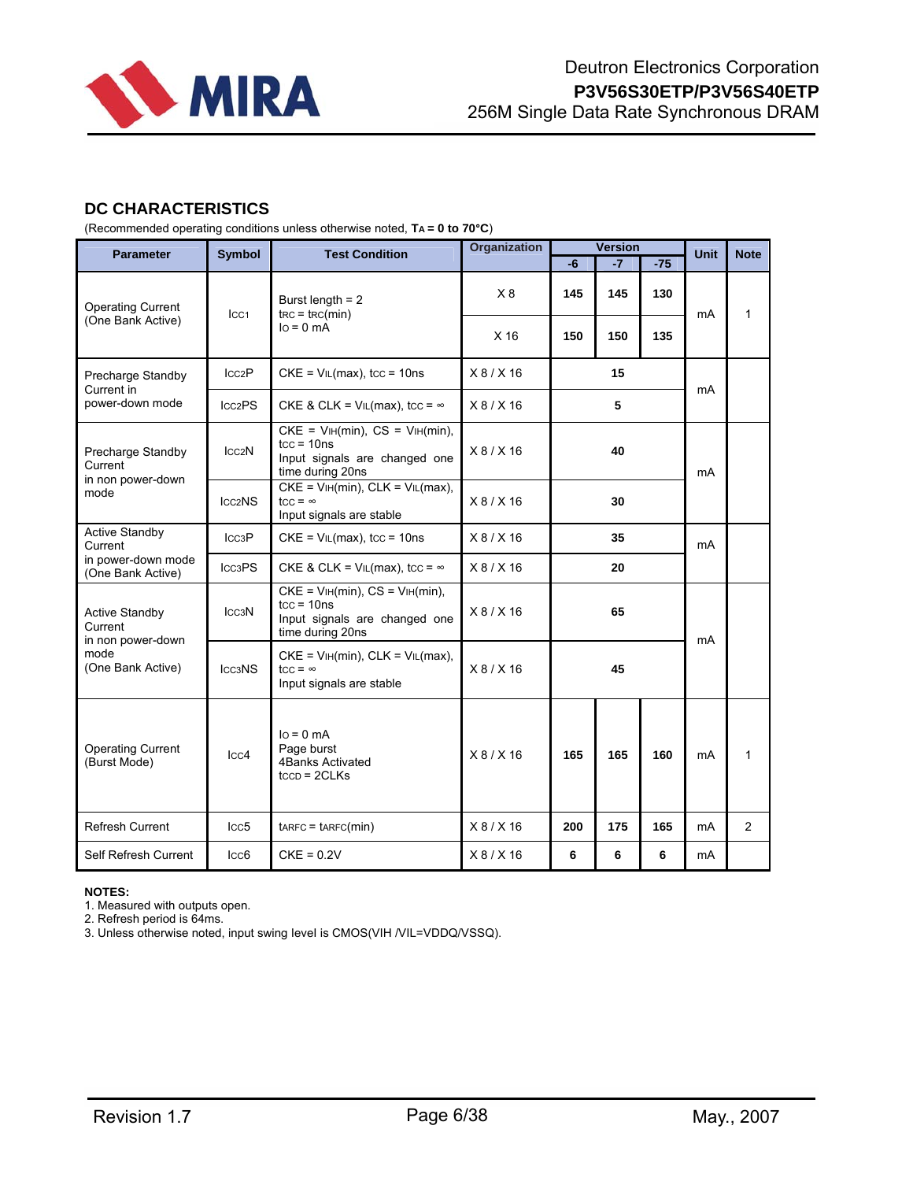## DC CHARACTERISTICS

(Recommended operating conditions unless otherwise noted, **$T_A$ = 0 to 70°C**)

| Parameter | Symbol | Test Condition | Organization | Version | | | Unit | Note |
|---|---|---|---|---|---|---|---|---|
| | | | | -6 | -7 | -75 | | |
| Operating Current (One Bank Active) | $I_{CC1}$ | Burst length = 2<br>$t_{RC}$ = $t_{RC}$(min)<br>$I_O$ = 0 mA | X 8 | 145 | 145 | 130 | mA | 1 |
| | | | X 16 | 150 | 150 | 135 | | |
| Precharge Standby Current in power-down mode | $I_{CC2}P$ | CKE = $V_{IL}$(max), $t_{CC}$ = 10ns | X 8 / X 16 | 15 | | | mA | |
| | $I_{CC2}PS$ | CKE & CLK = $V_{IL}$(max), $t_{CC}$ = ∞ | X 8 / X 16 | 5 | | | | |
| Precharge Standby Current in non power-down mode | $I_{CC2}N$ | CKE = $V_{IH}$(min), CS = $V_{IH}$(min), $t_{CC}$ = 10ns<br>Input signals are changed one time during 20ns | X 8 / X 16 | 40 | | | mA | |
| | $I_{CC2}NS$ | CKE = $V_{IH}$(min), CLK = $V_{IL}$(max), $t_{CC}$ = ∞<br>Input signals are stable | X 8 / X 16 | 30 | | | | |
| Active Standby Current in power-down mode (One Bank Active) | $I_{CC3}P$ | CKE = $V_{IL}$(max), $t_{CC}$ = 10ns | X 8 / X 16 | 35 | | | mA | |
| | $I_{CC3}PS$ | CKE & CLK = $V_{IL}$(max), $t_{CC}$ = ∞ | X 8 / X 16 | 20 | | | | |
| Active Standby Current in non power-down mode (One Bank Active) | $I_{CC3}N$ | CKE = $V_{IH}$(min), CS = $V_{IH}$(min), $t_{CC}$ = 10ns<br>Input signals are changed one time during 20ns | X 8 / X 16 | 65 | | | mA | |
| | $I_{CC3}NS$ | CKE = $V_{IH}$(min), CLK = $V_{IL}$(max), $t_{CC}$ = ∞<br>Input signals are stable | X 8 / X 16 | 45 | | | | |
| Operating Current (Burst Mode) | $I_{CC4}$ | $I_O$ = 0 mA<br>Page burst<br>4Banks Activated<br>$t_{CCD}$ = 2CLKs | X 8 / X 16 | 165 | 165 | 160 | mA | 1 |
| Refresh Current | $I_{CC5}$ | $t_{ARFC}$ = $t_{ARFC}$(min) | X 8 / X 16 | 200 | 175 | 165 | mA | 2 |
| Self Refresh Current | $I_{CC6}$ | CKE = 0.2V | X 8 / X 16 | 6 | 6 | 6 | mA | |

**NOTES:**

1. Measured with outputs open.
2. Refresh period is 64ms.
3. Unless otherwise noted, input swing level is CMOS(VIH /VIL=VDDQ/VSSQ).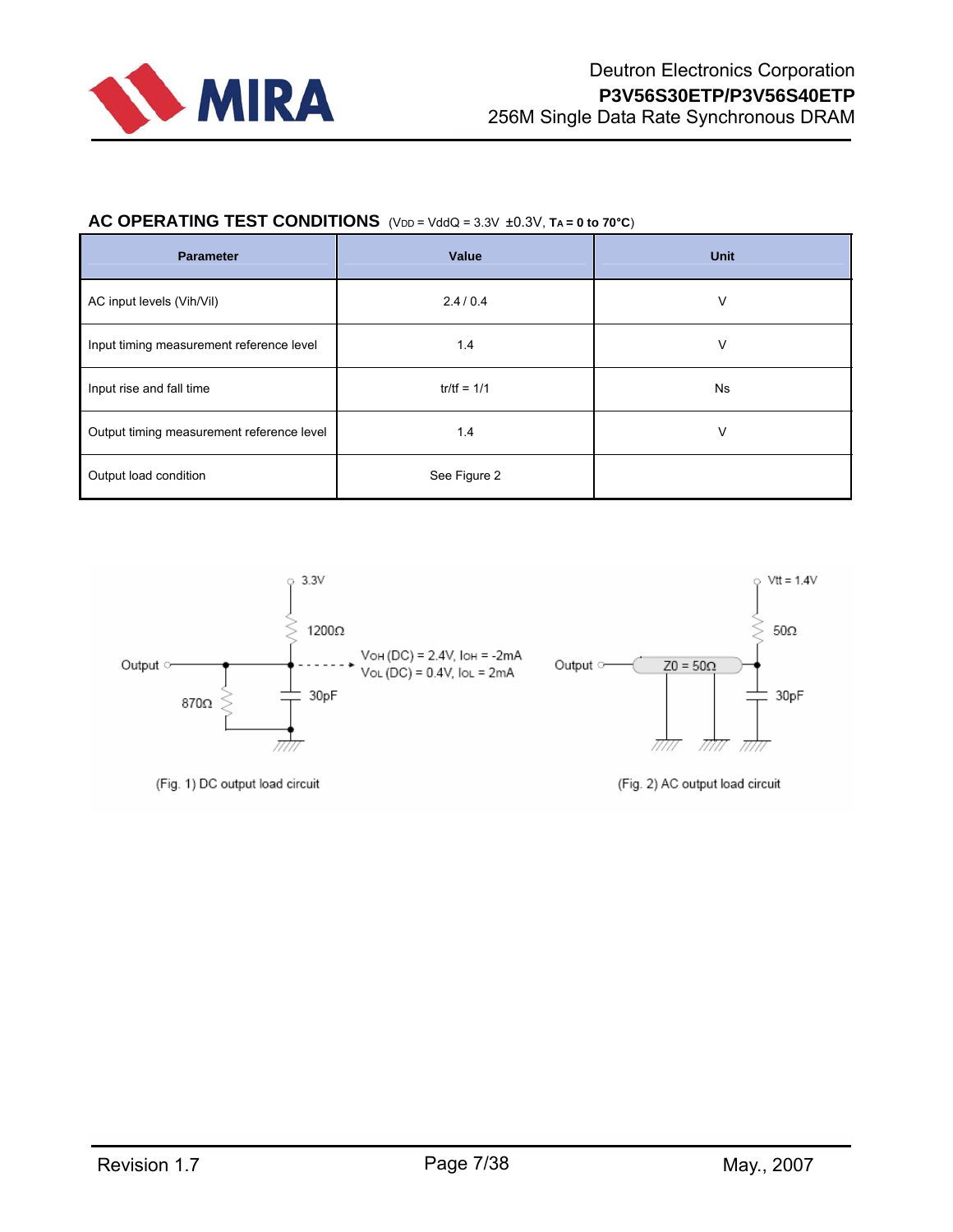## AC OPERATING TEST CONDITIONS ($V_{DD}$ = VddQ = 3.3V ±0.3V, $T_A$ = 0 to 70°C)

| Parameter | Value | Unit |
|---|---|---|
| AC input levels (Vih/Vil) | 2.4 / 0.4 | V |
| Input timing measurement reference level | 1.4 | V |
| Input rise and fall time | tr/tf = 1/1 | Ns |
| Output timing measurement reference level | 1.4 | V |
| Output load condition | See Figure 2 | |

3.3V

1200Ω

Output

870Ω

30pF

$V_{OH}$ (DC) = 2.4V, $I_{OH}$ = -2mA
$V_{OL}$ (DC) = 0.4V, $I_{OL}$ = 2mA

(Fig. 1) DC output load circuit

Vtt = 1.4V

50Ω

Output

Z0 = 50Ω

30pF

(Fig. 2) AC output load circuit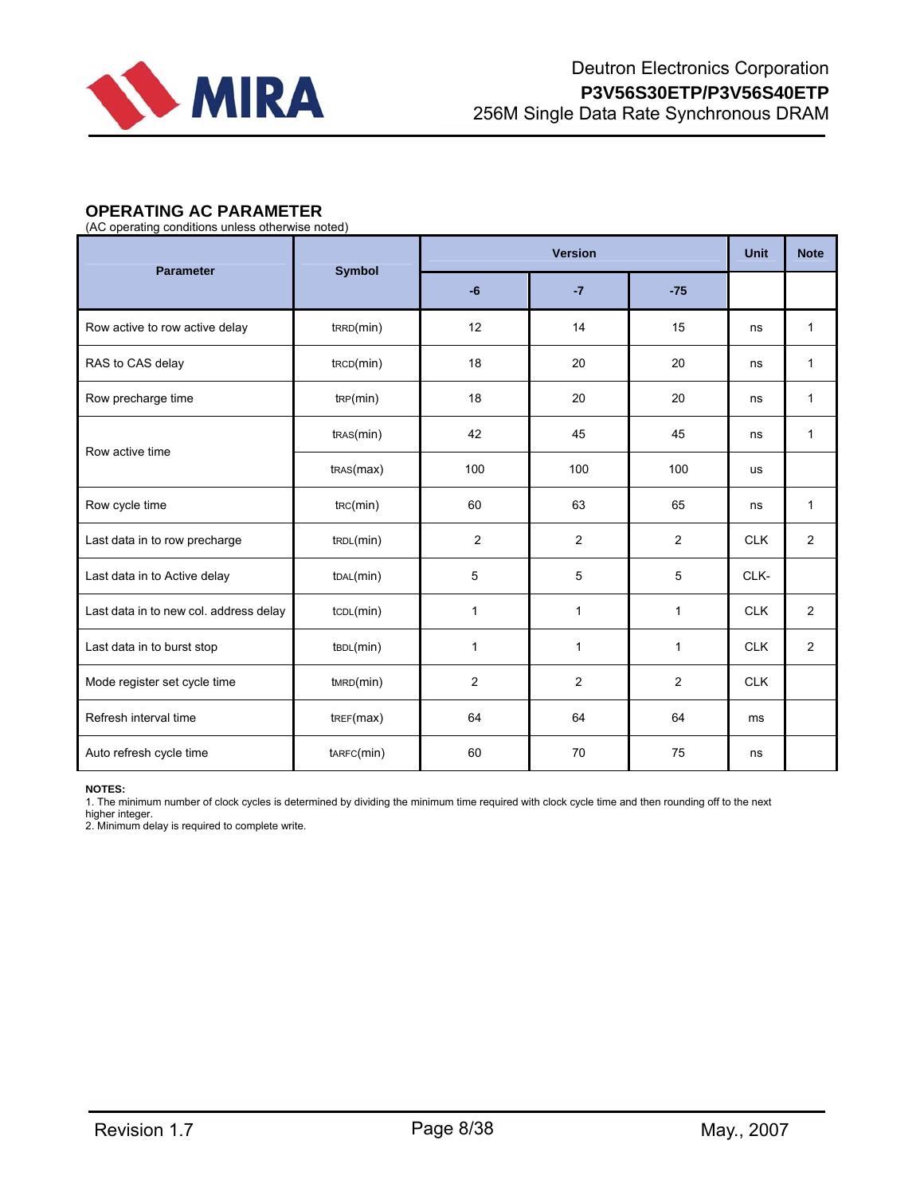## OPERATING AC PARAMETER

(AC operating conditions unless otherwise noted)

| Parameter | Symbol | Version | | | Unit | Note |
|---|---|---|---|---|---|---|
| | | -6 | -7 | -75 | | |
| Row active to row active delay | $t_{RRD}$(min) | 12 | 14 | 15 | ns | 1 |
| RAS to CAS delay | $t_{RCD}$(min) | 18 | 20 | 20 | ns | 1 |
| Row precharge time | $t_{RP}$(min) | 18 | 20 | 20 | ns | 1 |
| Row active time | $t_{RAS}$(min) | 42 | 45 | 45 | ns | 1 |
| | $t_{RAS}$(max) | 100 | 100 | 100 | us | |
| Row cycle time | $t_{RC}$(min) | 60 | 63 | 65 | ns | 1 |
| Last data in to row precharge | $t_{RDL}$(min) | 2 | 2 | 2 | CLK | 2 |
| Last data in to Active delay | $t_{DAL}$(min) | 5 | 5 | 5 | CLK- | |
| Last data in to new col. address delay | $t_{CDL}$(min) | 1 | 1 | 1 | CLK | 2 |
| Last data in to burst stop | $t_{BDL}$(min) | 1 | 1 | 1 | CLK | 2 |
| Mode register set cycle time | $t_{MRD}$(min) | 2 | 2 | 2 | CLK | |
| Refresh interval time | $t_{REF}$(max) | 64 | 64 | 64 | ms | |
| Auto refresh cycle time | $t_{ARFC}$(min) | 60 | 70 | 75 | ns | |

**NOTES:**

1. The minimum number of clock cycles is determined by dividing the minimum time required with clock cycle time and then rounding off to the next higher integer.
2. Minimum delay is required to complete write.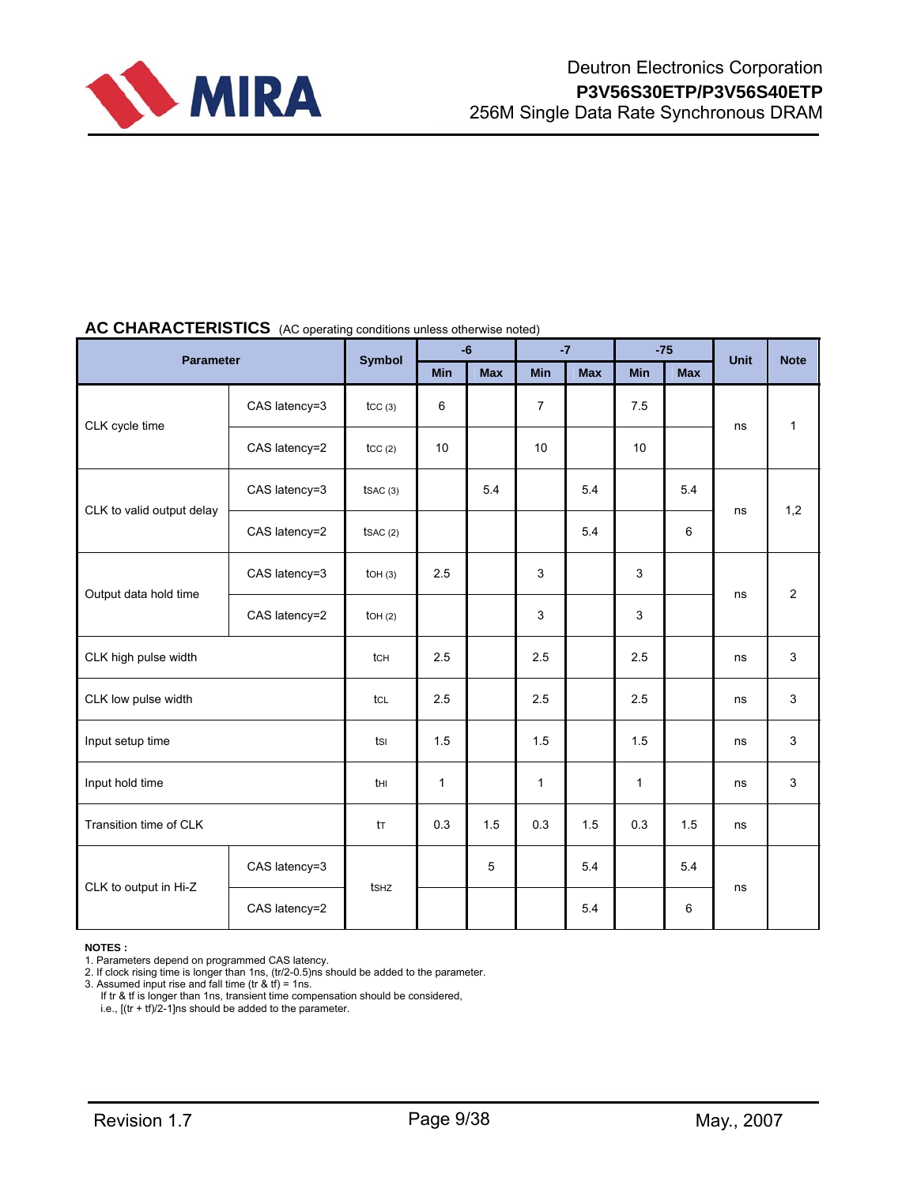## AC CHARACTERISTICS (AC operating conditions unless otherwise noted)

| Parameter | | Symbol | -6 | | -7 | | -75 | | Unit | Note |
|---|---|---|---|---|---|---|---|---|---|---|
| | | | Min | Max | Min | Max | Min | Max | | |
| CLK cycle time | CAS latency=3 | $t_{CC}$ (3) | 6 | | 7 | | 7.5 | | ns | 1 |
| | CAS latency=2 | $t_{CC}$ (2) | 10 | | 10 | | 10 | | | |
| CLK to valid output delay | CAS latency=3 | $t_{SAC}$ (3) | | 5.4 | | 5.4 | | 5.4 | ns | 1,2 |
| | CAS latency=2 | $t_{SAC}$ (2) | | | | 5.4 | | 6 | | |
| Output data hold time | CAS latency=3 | $t_{OH}$ (3) | 2.5 | | 3 | | 3 | | ns | 2 |
| | CAS latency=2 | $t_{OH}$ (2) | | | 3 | | 3 | | | |
| CLK high pulse width | | $t_{CH}$ | 2.5 | | 2.5 | | 2.5 | | ns | 3 |
| CLK low pulse width | | $t_{CL}$ | 2.5 | | 2.5 | | 2.5 | | ns | 3 |
| Input setup time | | $t_{SI}$ | 1.5 | | 1.5 | | 1.5 | | ns | 3 |
| Input hold time | | $t_{HI}$ | 1 | | 1 | | 1 | | ns | 3 |
| Transition time of CLK | | $t_T$ | 0.3 | 1.5 | 0.3 | 1.5 | 0.3 | 1.5 | ns | |
| CLK to output in Hi-Z | CAS latency=3 | $t_{SHZ}$ | | 5 | | 5.4 | | 5.4 | ns | |
| | CAS latency=2 | | | | | 5.4 | | 6 | | |

**NOTES :**

1. Parameters depend on programmed CAS latency.
2. If clock rising time is longer than 1ns, (tr/2-0.5)ns should be added to the parameter.
3. Assumed input rise and fall time (tr & tf) = 1ns.
   If tr & tf is longer than 1ns, transient time compensation should be considered,
   i.e., [(tr + tf)/2-1]ns should be added to the parameter.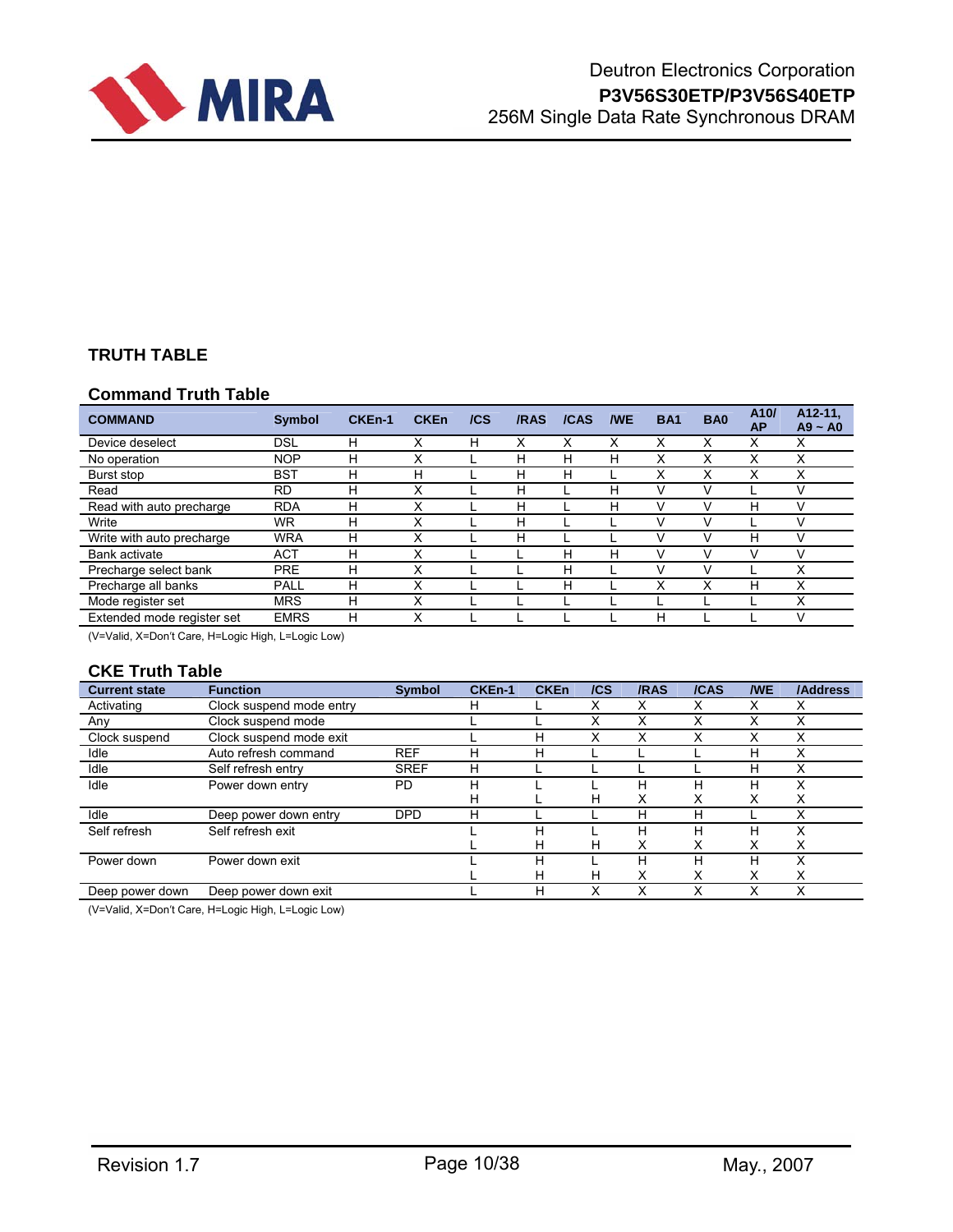## TRUTH TABLE

### Command Truth Table

| COMMAND | Symbol | CKEn-1 | CKEn | /CS | /RAS | /CAS | /WE | BA1 | BA0 | A10/ AP | A12-11, A9 ~ A0 |
|---|---|---|---|---|---|---|---|---|---|---|---|
| Device deselect | DSL | H | X | H | X | X | X | X | X | X | X |
| No operation | NOP | H | X | L | H | H | H | X | X | X | X |
| Burst stop | BST | H | H | L | H | H | L | X | X | X | X |
| Read | RD | H | X | L | H | L | H | V | V | L | V |
| Read with auto precharge | RDA | H | X | L | H | L | H | V | V | H | V |
| Write | WR | H | X | L | H | L | L | V | V | L | V |
| Write with auto precharge | WRA | H | X | L | H | L | L | V | V | H | V |
| Bank activate | ACT | H | X | L | L | H | H | V | V | V | V |
| Precharge select bank | PRE | H | X | L | L | H | L | V | V | L | X |
| Precharge all banks | PALL | H | X | L | L | H | L | X | X | H | X |
| Mode register set | MRS | H | X | L | L | L | L | L | L | L | X |
| Extended mode register set | EMRS | H | X | L | L | L | L | H | L | L | V |

(V=Valid, X=Don't Care, H=Logic High, L=Logic Low)

### CKE Truth Table

| Current state | Function | Symbol | CKEn-1 | CKEn | /CS | /RAS | /CAS | /WE | /Address |
|---|---|---|---|---|---|---|---|---|---|
| Activating | Clock suspend mode entry | | H | L | X | X | X | X | X |
| Any | Clock suspend mode | | L | L | X | X | X | X | X |
| Clock suspend | Clock suspend mode exit | | L | H | X | X | X | X | X |
| Idle | Auto refresh command | REF | H | H | L | L | L | H | X |
| Idle | Self refresh entry | SREF | H | L | L | L | L | H | X |
| Idle | Power down entry | PD | H | L | L | H | H | H | X |
| | | | H | L | H | X | X | X | X |
| Idle | Deep power down entry | DPD | H | L | L | H | H | L | X |
| Self refresh | Self refresh exit | | L | H | L | H | H | H | X |
| | | | L | H | H | X | X | X | X |
| Power down | Power down exit | | L | H | L | H | H | H | X |
| | | | L | H | H | X | X | X | X |
| Deep power down | Deep power down exit | | L | H | X | X | X | X | X |

(V=Valid, X=Don't Care, H=Logic High, L=Logic Low)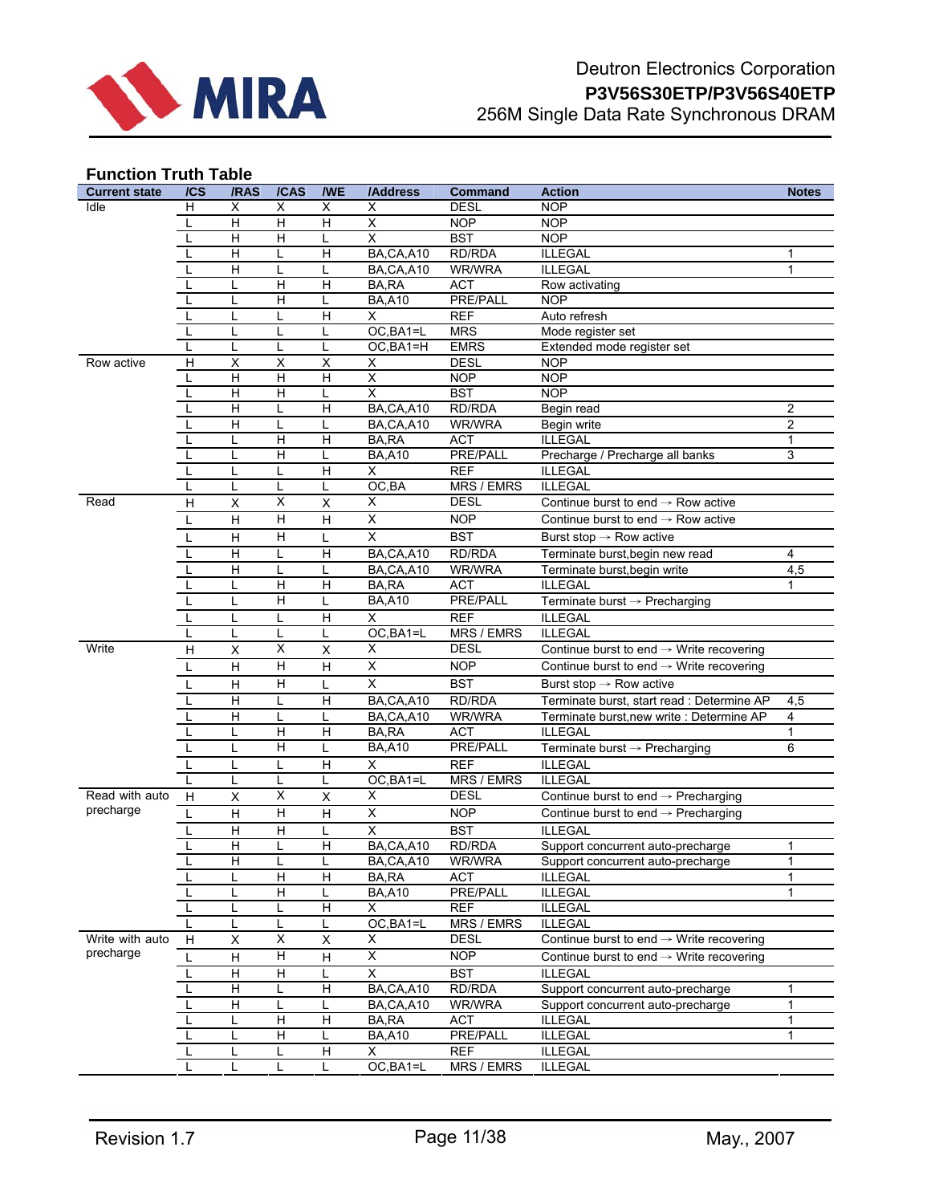## Function Truth Table

| Current state | /CS | /RAS | /CAS | /WE | /Address | Command | Action | Notes |
|---|---|---|---|---|---|---|---|---|
| Idle | H | X | X | X | X | DESL | NOP | |
| | L | H | H | H | X | NOP | NOP | |
| | L | H | H | L | X | BST | NOP | |
| | L | H | L | H | BA,CA,A10 | RD/RDA | ILLEGAL | 1 |
| | L | H | L | L | BA,CA,A10 | WR/WRA | ILLEGAL | 1 |
| | L | L | H | H | BA,RA | ACT | Row activating | |
| | L | L | H | L | BA,A10 | PRE/PALL | NOP | |
| | L | L | L | H | X | REF | Auto refresh | |
| | L | L | L | L | OC,BA1=L | MRS | Mode register set | |
| | L | L | L | L | OC,BA1=H | EMRS | Extended mode register set | |
| Row active | H | X | X | X | X | DESL | NOP | |
| | L | H | H | H | X | NOP | NOP | |
| | L | H | H | L | X | BST | NOP | |
| | L | H | L | H | BA,CA,A10 | RD/RDA | Begin read | 2 |
| | L | H | L | L | BA,CA,A10 | WR/WRA | Begin write | 2 |
| | L | L | H | H | BA,RA | ACT | ILLEGAL | 1 |
| | L | L | H | L | BA,A10 | PRE/PALL | Precharge / Precharge all banks | 3 |
| | L | L | L | H | X | REF | ILLEGAL | |
| | L | L | L | L | OC,BA | MRS / EMRS | ILLEGAL | |
| Read | H | X | X | X | X | DESL | Continue burst to end → Row active | |
| | L | H | H | H | X | NOP | Continue burst to end → Row active | |
| | L | H | H | L | X | BST | Burst stop → Row active | |
| | L | H | L | H | BA,CA,A10 | RD/RDA | Terminate burst,begin new read | 4 |
| | L | H | L | L | BA,CA,A10 | WR/WRA | Terminate burst,begin write | 4,5 |
| | L | L | H | H | BA,RA | ACT | ILLEGAL | 1 |
| | L | L | H | L | BA,A10 | PRE/PALL | Terminate burst → Precharging | |
| | L | L | L | H | X | REF | ILLEGAL | |
| | L | L | L | L | OC,BA1=L | MRS / EMRS | ILLEGAL | |
| Write | H | X | X | X | X | DESL | Continue burst to end → Write recovering | |
| | L | H | H | H | X | NOP | Continue burst to end → Write recovering | |
| | L | H | H | L | X | BST | Burst stop → Row active | |
| | L | H | L | H | BA,CA,A10 | RD/RDA | Terminate burst, start read : Determine AP | 4,5 |
| | L | H | L | L | BA,CA,A10 | WR/WRA | Terminate burst,new write : Determine AP | 4 |
| | L | L | H | H | BA,RA | ACT | ILLEGAL | 1 |
| | L | L | H | L | BA,A10 | PRE/PALL | Terminate burst → Precharging | 6 |
| | L | L | L | H | X | REF | ILLEGAL | |
| | L | L | L | L | OC,BA1=L | MRS / EMRS | ILLEGAL | |
| Read with auto precharge | H | X | X | X | X | DESL | Continue burst to end → Precharging | |
| | L | H | H | H | X | NOP | Continue burst to end → Precharging | |
| | L | H | H | L | X | BST | ILLEGAL | |
| | L | H | L | H | BA,CA,A10 | RD/RDA | Support concurrent auto-precharge | 1 |
| | L | H | L | L | BA,CA,A10 | WR/WRA | Support concurrent auto-precharge | 1 |
| | L | L | H | H | BA,RA | ACT | ILLEGAL | 1 |
| | L | L | H | L | BA,A10 | PRE/PALL | ILLEGAL | 1 |
| | L | L | L | H | X | REF | ILLEGAL | |
| | L | L | L | L | OC,BA1=L | MRS / EMRS | ILLEGAL | |
| Write with auto precharge | H | X | X | X | X | DESL | Continue burst to end → Write recovering | |
| | L | H | H | H | X | NOP | Continue burst to end → Write recovering | |
| | L | H | H | L | X | BST | ILLEGAL | |
| | L | H | L | H | BA,CA,A10 | RD/RDA | Support concurrent auto-precharge | 1 |
| | L | H | L | L | BA,CA,A10 | WR/WRA | Support concurrent auto-precharge | 1 |
| | L | L | H | H | BA,RA | ACT | ILLEGAL | 1 |
| | L | L | H | L | BA,A10 | PRE/PALL | ILLEGAL | 1 |
| | L | L | L | H | X | REF | ILLEGAL | |
| | L | L | L | L | OC,BA1=L | MRS / EMRS | ILLEGAL | |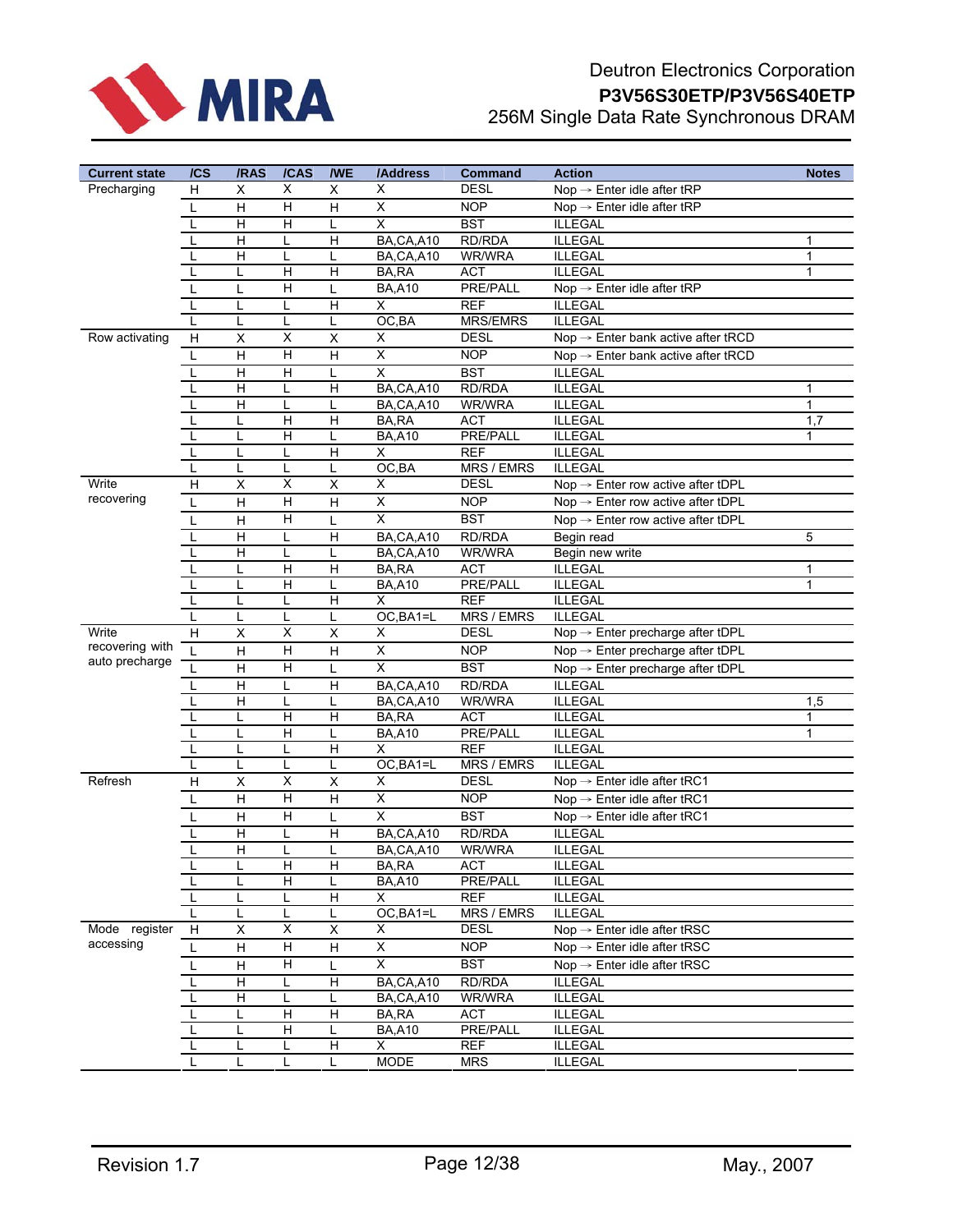| Current state | /CS | /RAS | /CAS | /WE | /Address | Command | Action | Notes |
|---|---|---|---|---|---|---|---|---|
| Precharging | H | X | X | X | X | DESL | Nop → Enter idle after tRP | |
| | L | H | H | H | X | NOP | Nop → Enter idle after tRP | |
| | L | H | H | L | X | BST | ILLEGAL | |
| | L | H | L | H | BA,CA,A10 | RD/RDA | ILLEGAL | 1 |
| | L | H | L | L | BA,CA,A10 | WR/WRA | ILLEGAL | 1 |
| | L | L | H | H | BA,RA | ACT | ILLEGAL | 1 |
| | L | L | H | L | BA,A10 | PRE/PALL | Nop → Enter idle after tRP | |
| | L | L | L | H | X | REF | ILLEGAL | |
| | L | L | L | L | OC,BA | MRS/EMRS | ILLEGAL | |
| Row activating | H | X | X | X | X | DESL | Nop → Enter bank active after tRCD | |
| | L | H | H | H | X | NOP | Nop → Enter bank active after tRCD | |
| | L | H | H | L | X | BST | ILLEGAL | |
| | L | H | L | H | BA,CA,A10 | RD/RDA | ILLEGAL | 1 |
| | L | H | L | L | BA,CA,A10 | WR/WRA | ILLEGAL | 1 |
| | L | L | H | H | BA,RA | ACT | ILLEGAL | 1,7 |
| | L | L | H | L | BA,A10 | PRE/PALL | ILLEGAL | 1 |
| | L | L | L | H | X | REF | ILLEGAL | |
| | L | L | L | L | OC,BA | MRS / EMRS | ILLEGAL | |
| Write recovering | H | X | X | X | X | DESL | Nop → Enter row active after tDPL | |
| | L | H | H | H | X | NOP | Nop → Enter row active after tDPL | |
| | L | H | H | L | X | BST | Nop → Enter row active after tDPL | |
| | L | H | L | H | BA,CA,A10 | RD/RDA | Begin read | 5 |
| | L | H | L | L | BA,CA,A10 | WR/WRA | Begin new write | |
| | L | L | H | H | BA,RA | ACT | ILLEGAL | 1 |
| | L | L | H | L | BA,A10 | PRE/PALL | ILLEGAL | 1 |
| | L | L | L | H | X | REF | ILLEGAL | |
| | L | L | L | L | OC,BA1=L | MRS / EMRS | ILLEGAL | |
| Write recovering with auto precharge | H | X | X | X | X | DESL | Nop → Enter precharge after tDPL | |
| | L | H | H | H | X | NOP | Nop → Enter precharge after tDPL | |
| | L | H | H | L | X | BST | Nop → Enter precharge after tDPL | |
| | L | H | L | H | BA,CA,A10 | RD/RDA | ILLEGAL | |
| | L | H | L | L | BA,CA,A10 | WR/WRA | ILLEGAL | 1,5 |
| | L | L | H | H | BA,RA | ACT | ILLEGAL | 1 |
| | L | L | H | L | BA,A10 | PRE/PALL | ILLEGAL | 1 |
| | L | L | L | H | X | REF | ILLEGAL | |
| | L | L | L | L | OC,BA1=L | MRS / EMRS | ILLEGAL | |
| Refresh | H | X | X | X | X | DESL | Nop → Enter idle after tRC1 | |
| | L | H | H | H | X | NOP | Nop → Enter idle after tRC1 | |
| | L | H | H | L | X | BST | Nop → Enter idle after tRC1 | |
| | L | H | L | H | BA,CA,A10 | RD/RDA | ILLEGAL | |
| | L | H | L | L | BA,CA,A10 | WR/WRA | ILLEGAL | |
| | L | L | H | H | BA,RA | ACT | ILLEGAL | |
| | L | L | H | L | BA,A10 | PRE/PALL | ILLEGAL | |
| | L | L | L | H | X | REF | ILLEGAL | |
| | L | L | L | L | OC,BA1=L | MRS / EMRS | ILLEGAL | |
| Mode register accessing | H | X | X | X | X | DESL | Nop → Enter idle after tRSC | |
| | L | H | H | H | X | NOP | Nop → Enter idle after tRSC | |
| | L | H | H | L | X | BST | Nop → Enter idle after tRSC | |
| | L | H | L | H | BA,CA,A10 | RD/RDA | ILLEGAL | |
| | L | H | L | L | BA,CA,A10 | WR/WRA | ILLEGAL | |
| | L | L | H | H | BA,RA | ACT | ILLEGAL | |
| | L | L | H | L | BA,A10 | PRE/PALL | ILLEGAL | |
| | L | L | L | H | X | REF | ILLEGAL | |
| | L | L | L | L | MODE | MRS | ILLEGAL | |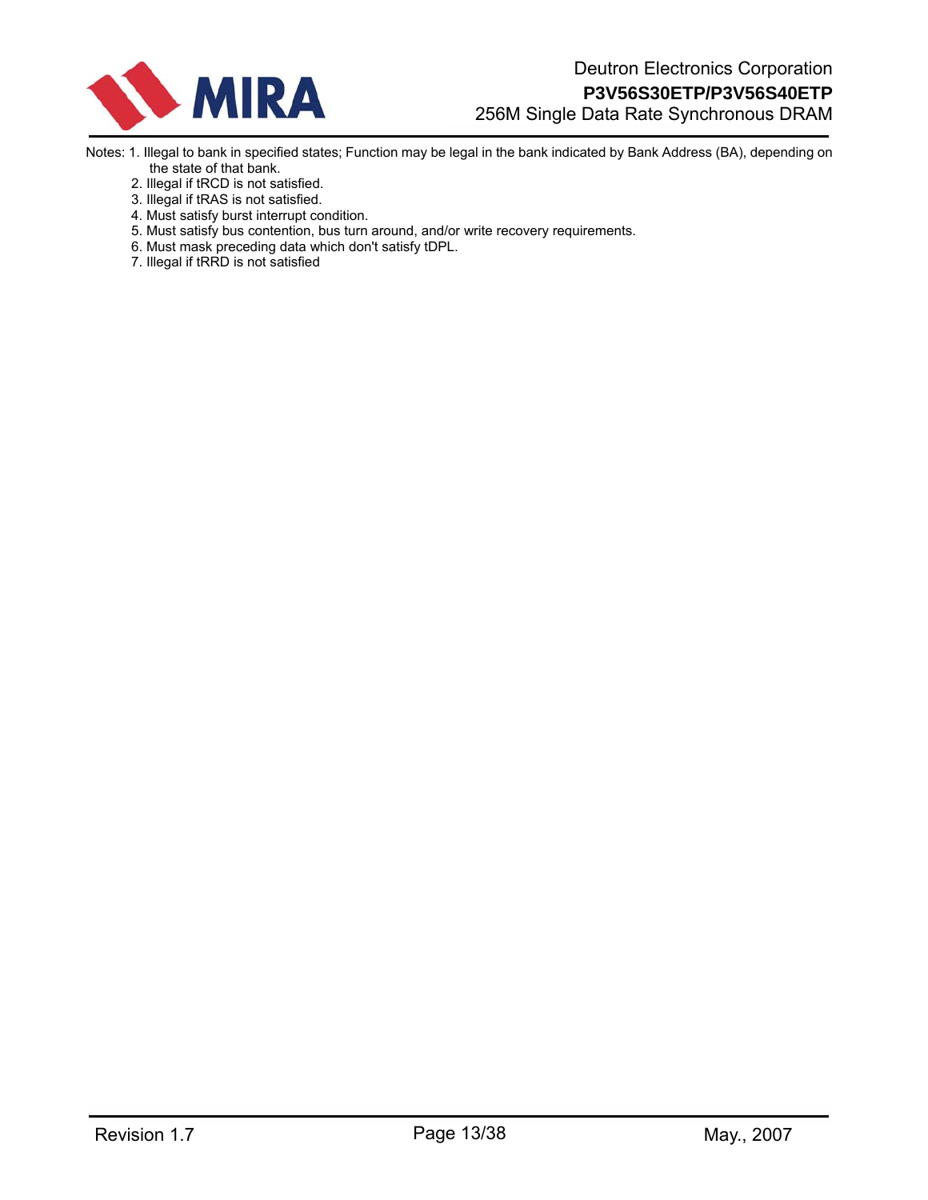Notes: 1. Illegal to bank in specified states; Function may be legal in the bank indicated by Bank Address (BA), depending on the state of that bank.

2. Illegal if tRCD is not satisfied.
3. Illegal if tRAS is not satisfied.
4. Must satisfy burst interrupt condition.
5. Must satisfy bus contention, bus turn around, and/or write recovery requirements.
6. Must mask preceding data which don't satisfy tDPL.
7. Illegal if tRRD is not satisfied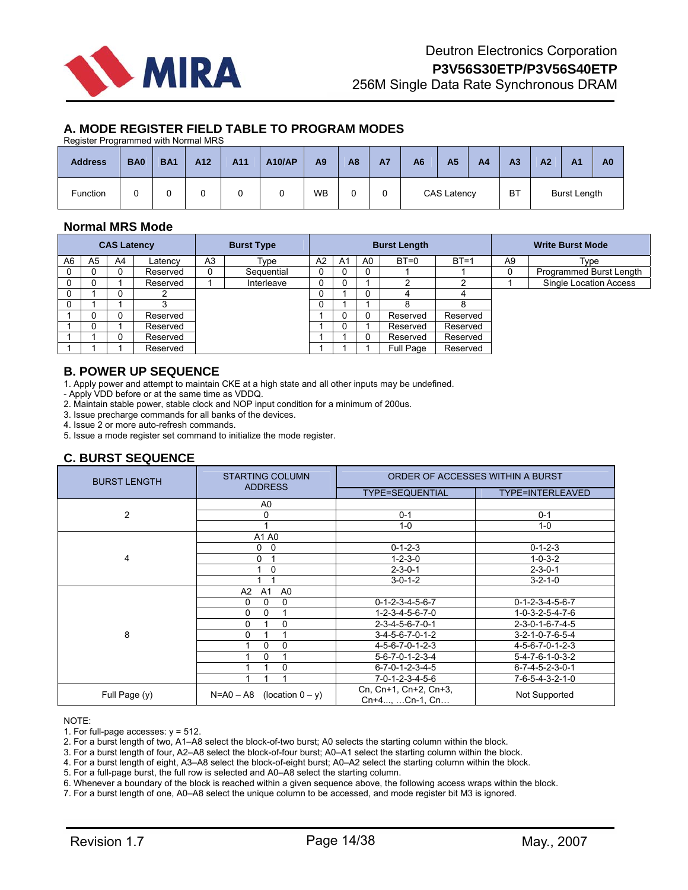## A. MODE REGISTER FIELD TABLE TO PROGRAM MODES

Register Programmed with Normal MRS

| Address | BA0 | BA1 | A12 | A11 | A10/AP | A9 | A8 | A7 | A6 | A5 | A4 | A3 | A2 | A1 | A0 |
|---|---|---|---|---|---|---|---|---|---|---|---|---|---|---|---|
| Function | 0 | 0 | 0 | 0 | 0 | WB | 0 | 0 | CAS Latency | | | BT | Burst Length | | |

### Normal MRS Mode

| CAS Latency | | | | Burst Type | | Burst Length | | | | | Write Burst Mode | |
|---|---|---|---|---|---|---|---|---|---|---|---|---|
| A6 | A5 | A4 | Latency | A3 | Type | A2 | A1 | A0 | BT=0 | BT=1 | A9 | Type |
| 0 | 0 | 0 | Reserved | 0 | Sequential | 0 | 0 | 0 | 1 | 1 | 0 | Programmed Burst Length |
| 0 | 0 | 1 | Reserved | 1 | Interleave | 0 | 0 | 1 | 2 | 2 | 1 | Single Location Access |
| 0 | 1 | 0 | 2 | | | 0 | 1 | 0 | 4 | 4 | | |
| 0 | 1 | 1 | 3 | | | 0 | 1 | 1 | 8 | 8 | | |
| 1 | 0 | 0 | Reserved | | | 1 | 0 | 0 | Reserved | Reserved | | |
| 1 | 0 | 1 | Reserved | | | 1 | 0 | 1 | Reserved | Reserved | | |
| 1 | 1 | 0 | Reserved | | | 1 | 1 | 0 | Reserved | Reserved | | |
| 1 | 1 | 1 | Reserved | | | 1 | 1 | 1 | Full Page | Reserved | | |

## B. POWER UP SEQUENCE

1. Apply power and attempt to maintain CKE at a high state and all other inputs may be undefined.
- Apply VDD before or at the same time as VDDQ.
2. Maintain stable power, stable clock and NOP input condition for a minimum of 200us.
3. Issue precharge commands for all banks of the devices.
4. Issue 2 or more auto-refresh commands.
5. Issue a mode register set command to initialize the mode register.

## C. BURST SEQUENCE

| BURST LENGTH | STARTING COLUMN ADDRESS | ORDER OF ACCESSES WITHIN A BURST | |
|---|---|---|---|
| | | TYPE=SEQUENTIAL | TYPE=INTERLEAVED |
| 2 | A0 | | |
| | 0 | 0-1 | 0-1 |
| | 1 | 1-0 | 1-0 |
| 4 | A1 A0 | | |
| | 0 0 | 0-1-2-3 | 0-1-2-3 |
| | 0 1 | 1-2-3-0 | 1-0-3-2 |
| | 1 0 | 2-3-0-1 | 2-3-0-1 |
| | 1 1 | 3-0-1-2 | 3-2-1-0 |
| 8 | A2 A1 A0 | | |
| | 0 0 0 | 0-1-2-3-4-5-6-7 | 0-1-2-3-4-5-6-7 |
| | 0 0 1 | 1-2-3-4-5-6-7-0 | 1-0-3-2-5-4-7-6 |
| | 0 1 0 | 2-3-4-5-6-7-0-1 | 2-3-0-1-6-7-4-5 |
| | 0 1 1 | 3-4-5-6-7-0-1-2 | 3-2-1-0-7-6-5-4 |
| | 1 0 0 | 4-5-6-7-0-1-2-3 | 4-5-6-7-0-1-2-3 |
| | 1 0 1 | 5-6-7-0-1-2-3-4 | 5-4-7-6-1-0-3-2 |
| | 1 1 0 | 6-7-0-1-2-3-4-5 | 6-7-4-5-2-3-0-1 |
| | 1 1 1 | 7-0-1-2-3-4-5-6 | 7-6-5-4-3-2-1-0 |
| Full Page (y) | N=A0 – A8 (location 0 – y) | Cn, Cn+1, Cn+2, Cn+3, Cn+4..., ...Cn-1, Cn... | Not Supported |

NOTE:
1. For full-page accesses: y = 512.
2. For a burst length of two, A1–A8 select the block-of-two burst; A0 selects the starting column within the block.
3. For a burst length of four, A2–A8 select the block-of-four burst; A0–A1 select the starting column within the block.
4. For a burst length of eight, A3–A8 select the block-of-eight burst; A0–A2 select the starting column within the block.
5. For a full-page burst, the full row is selected and A0–A8 select the starting column.
6. Whenever a boundary of the block is reached within a given sequence above, the following access wraps within the block.
7. For a burst length of one, A0–A8 select the unique column to be accessed, and mode register bit M3 is ignored.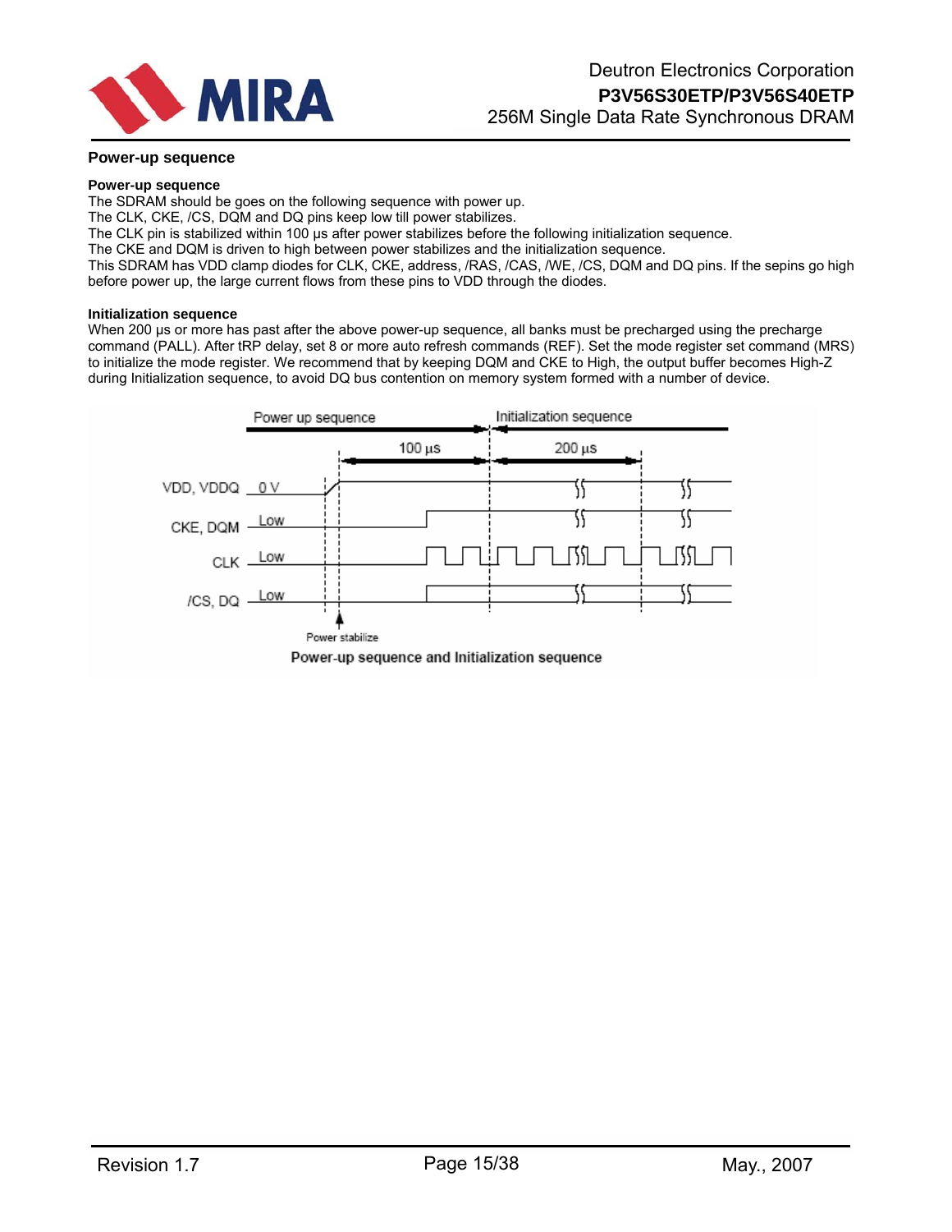## Power-up sequence

### Power-up sequence

The SDRAM should be goes on the following sequence with power up.
The CLK, CKE, /CS, DQM and DQ pins keep low till power stabilizes.
The CLK pin is stabilized within 100 µs after power stabilizes before the following initialization sequence.
The CKE and DQM is driven to high between power stabilizes and the initialization sequence.
This SDRAM has VDD clamp diodes for CLK, CKE, address, /RAS, /CAS, /WE, /CS, DQM and DQ pins. If the sepins go high before power up, the large current flows from these pins to VDD through the diodes.

### Initialization sequence

When 200 µs or more has past after the above power-up sequence, all banks must be precharged using the precharge command (PALL). After tRP delay, set 8 or more auto refresh commands (REF). Set the mode register set command (MRS) to initialize the mode register. We recommend that by keeping DQM and CKE to High, the output buffer becomes High-Z during Initialization sequence, to avoid DQ bus contention on memory system formed with a number of device.

Power up sequence | Initialization sequence

100 µs | 200 µs

VDD, VDDQ: 0 V
CKE, DQM: Low
CLK: Low
/CS, DQ: Low

Power stabilize

Power-up sequence and Initialization sequence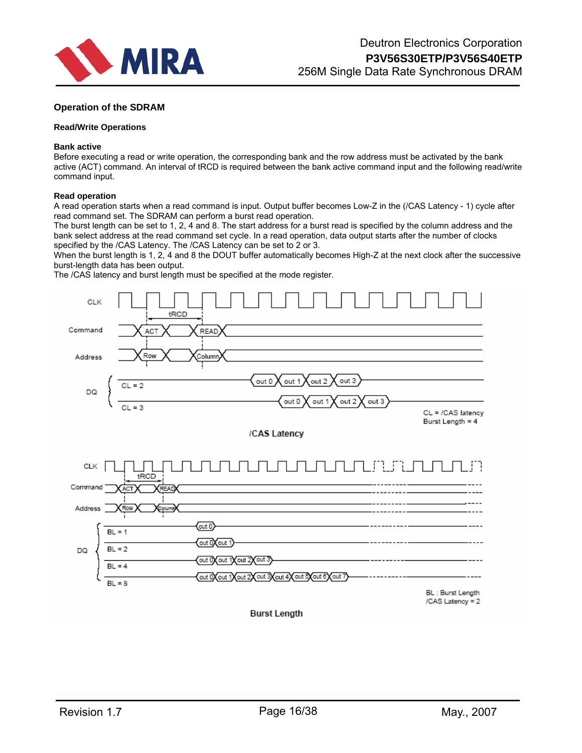## Operation of the SDRAM

### Read/Write Operations

**Bank active**

Before executing a read or write operation, the corresponding bank and the row address must be activated by the bank active (ACT) command. An interval of tRCD is required between the bank active command input and the following read/write command input.

**Read operation**

A read operation starts when a read command is input. Output buffer becomes Low-Z in the (/CAS Latency - 1) cycle after read command set. The SDRAM can perform a burst read operation.

The burst length can be set to 1, 2, 4 and 8. The start address for a burst read is specified by the column address and the bank select address at the read command set cycle. In a read operation, data output starts after the number of clocks specified by the /CAS Latency. The /CAS Latency can be set to 2 or 3.

When the burst length is 1, 2, 4 and 8 the DOUT buffer automatically becomes High-Z at the next clock after the successive burst-length data has been output.

The /CAS latency and burst length must be specified at the mode register.

CL = /CAS latency
Burst Length = 4

/CAS Latency

BL : Burst Length
/CAS Latency = 2

Burst Length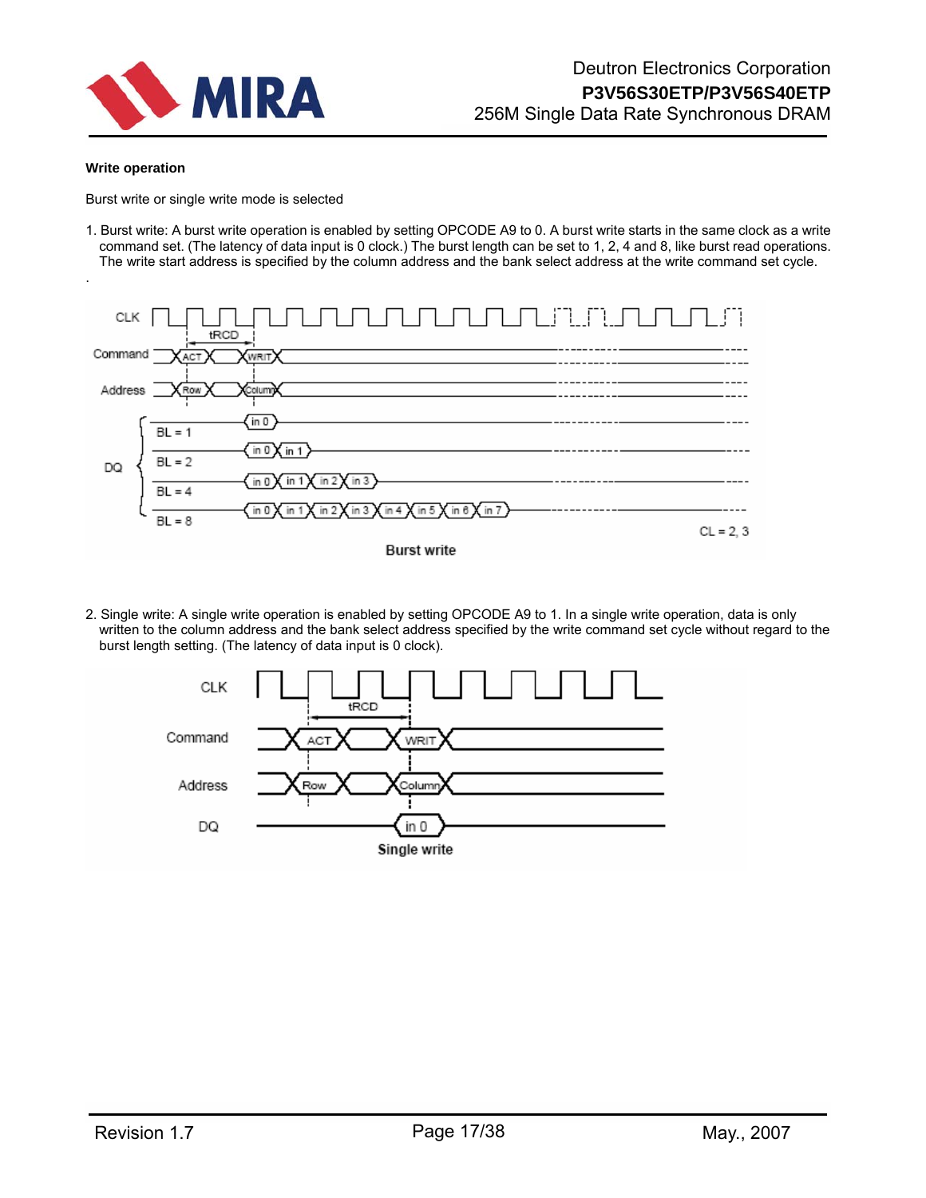**Write operation**

Burst write or single write mode is selected

1. Burst write: A burst write operation is enabled by setting OPCODE A9 to 0. A burst write starts in the same clock as a write command set. (The latency of data input is 0 clock.) The burst length can be set to 1, 2, 4 and 8, like burst read operations. The write start address is specified by the column address and the bank select address at the write command set cycle.

.

Burst write

2. Single write: A single write operation is enabled by setting OPCODE A9 to 1. In a single write operation, data is only written to the column address and the bank select address specified by the write command set cycle without regard to the burst length setting. (The latency of data input is 0 clock).

Single write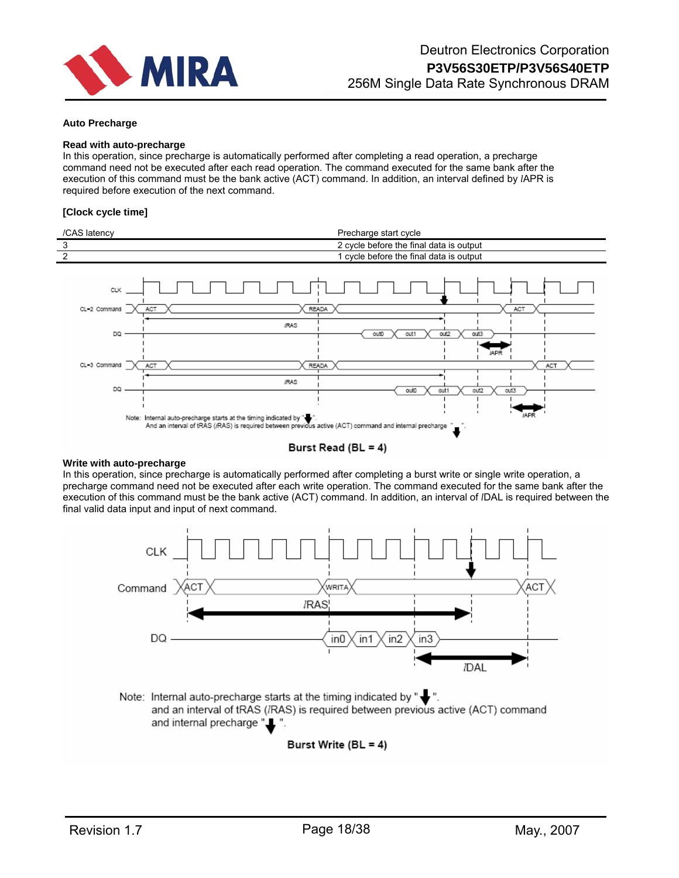## Auto Precharge

### Read with auto-precharge

In this operation, since precharge is automatically performed after completing a read operation, a precharge command need not be executed after each read operation. The command executed for the same bank after the execution of this command must be the bank active (ACT) command. In addition, an interval defined by lAPR is required before execution of the next command.

**[Clock cycle time]**

| /CAS latency | Precharge start cycle |
|---|---|
| 3 | 2 cycle before the final data is output |
| 2 | 1 cycle before the final data is output |

Note: Internal auto-precharge starts at the timing indicated by "↓".
And an interval of tRAS (lRAS) is required between previous active (ACT) command and internal precharge "↓".

**Burst Read (BL = 4)**

### Write with auto-precharge

In this operation, since precharge is automatically performed after completing a burst write or single write operation, a precharge command need not be executed after each write operation. The command executed for the same bank after the execution of this command must be the bank active (ACT) command. In addition, an interval of lDAL is required between the final valid data input and input of next command.

Note: Internal auto-precharge starts at the timing indicated by "↓".
and an interval of tRAS (lRAS) is required between previous active (ACT) command and internal precharge "↓".

**Burst Write (BL = 4)**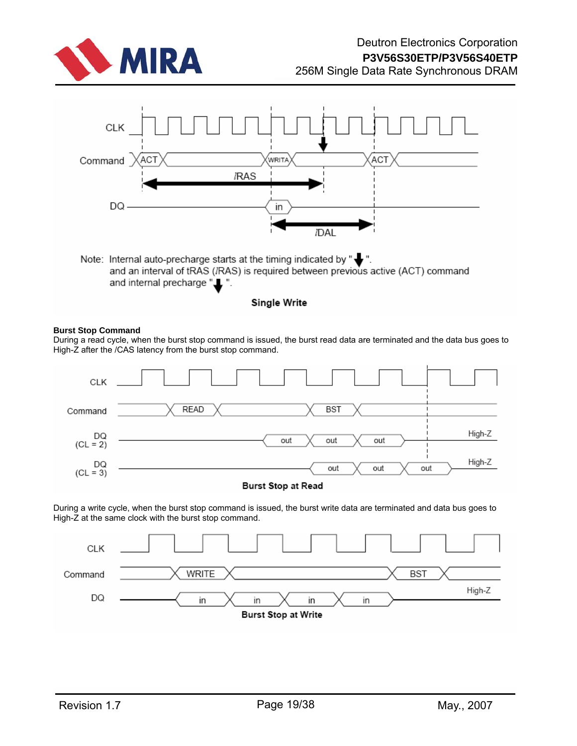Note: Internal auto-precharge starts at the timing indicated by "↓".
and an interval of tRAS (/RAS) is required between previous active (ACT) command and internal precharge "↓".

**Single Write**

### Burst Stop Command

During a read cycle, when the burst stop command is issued, the burst read data are terminated and the data bus goes to High-Z after the /CAS latency from the burst stop command.

**Burst Stop at Read**

During a write cycle, when the burst stop command is issued, the burst write data are terminated and data bus goes to High-Z at the same clock with the burst stop command.

**Burst Stop at Write**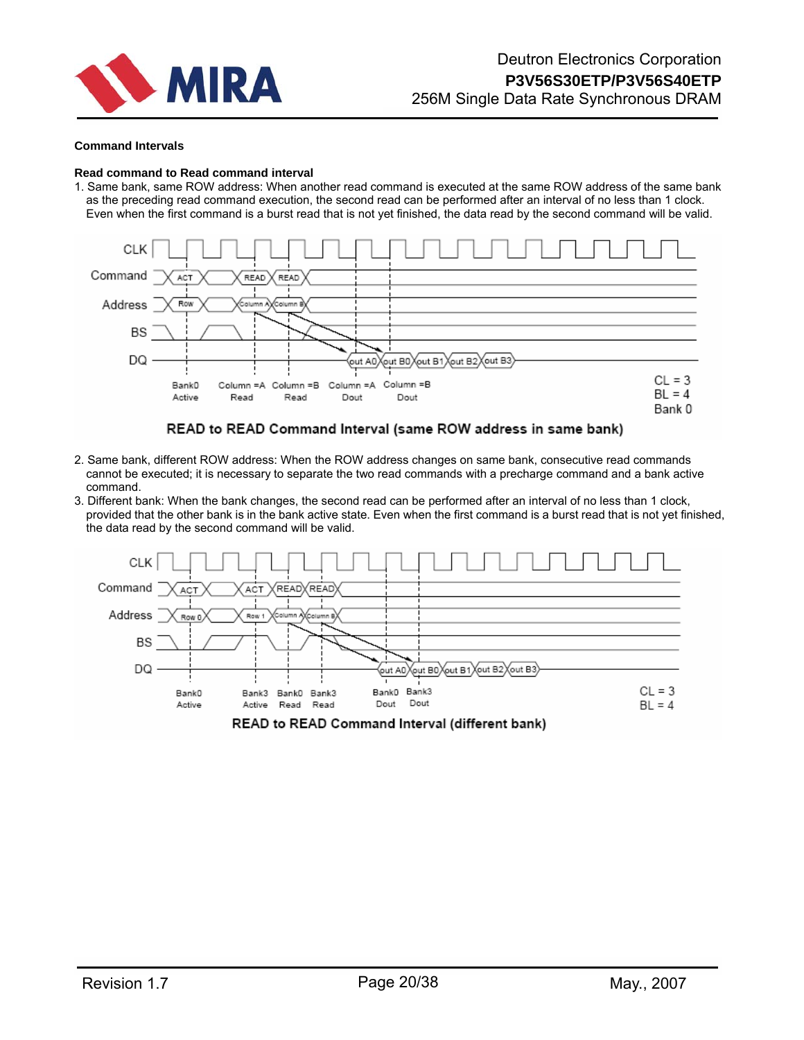**Command Intervals**

**Read command to Read command interval**

1. Same bank, same ROW address: When another read command is executed at the same ROW address of the same bank as the preceding read command execution, the second read can be performed after an interval of no less than 1 clock. Even when the first command is a burst read that is not yet finished, the data read by the second command will be valid.

READ to READ Command Interval (same ROW address in same bank)

2. Same bank, different ROW address: When the ROW address changes on same bank, consecutive read commands cannot be executed; it is necessary to separate the two read commands with a precharge command and a bank active command.
3. Different bank: When the bank changes, the second read can be performed after an interval of no less than 1 clock, provided that the other bank is in the bank active state. Even when the first command is a burst read that is not yet finished, the data read by the second command will be valid.

READ to READ Command Interval (different bank)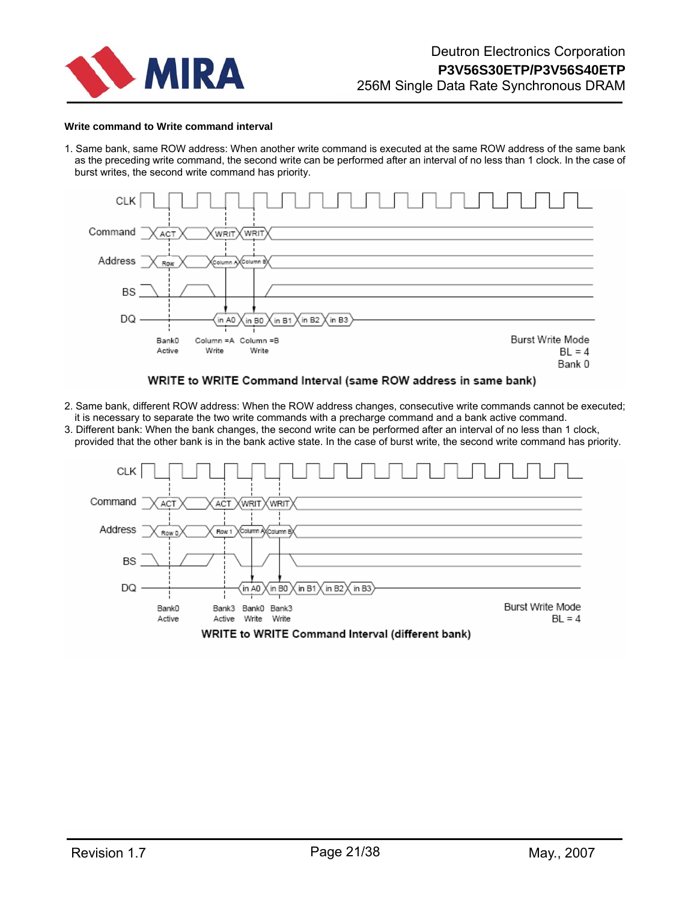**Write command to Write command interval**

1. Same bank, same ROW address: When another write command is executed at the same ROW address of the same bank as the preceding write command, the second write can be performed after an interval of no less than 1 clock. In the case of burst writes, the second write command has priority.

WRITE to WRITE Command Interval (same ROW address in same bank)

2. Same bank, different ROW address: When the ROW address changes, consecutive write commands cannot be executed; it is necessary to separate the two write commands with a precharge command and a bank active command.
3. Different bank: When the bank changes, the second write can be performed after an interval of no less than 1 clock, provided that the other bank is in the bank active state. In the case of burst write, the second write command has priority.

WRITE to WRITE Command Interval (different bank)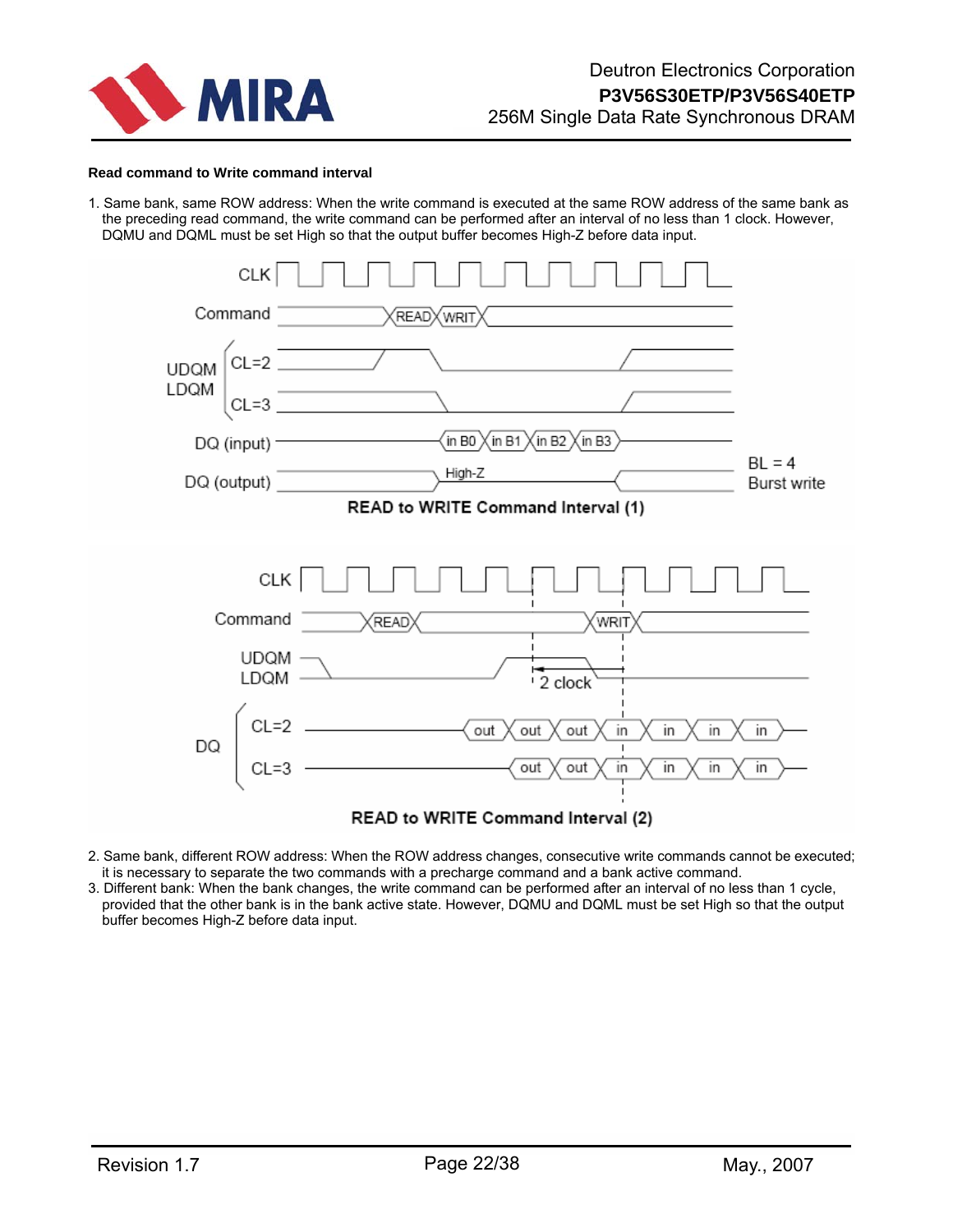**Read command to Write command interval**

1. Same bank, same ROW address: When the write command is executed at the same ROW address of the same bank as the preceding read command, the write command can be performed after an interval of no less than 1 clock. However, DQMU and DQML must be set High so that the output buffer becomes High-Z before data input.

**READ to WRITE Command Interval (1)**

**READ to WRITE Command Interval (2)**

2. Same bank, different ROW address: When the ROW address changes, consecutive write commands cannot be executed; it is necessary to separate the two commands with a precharge command and a bank active command.
3. Different bank: When the bank changes, the write command can be performed after an interval of no less than 1 cycle, provided that the other bank is in the bank active state. However, DQMU and DQML must be set High so that the output buffer becomes High-Z before data input.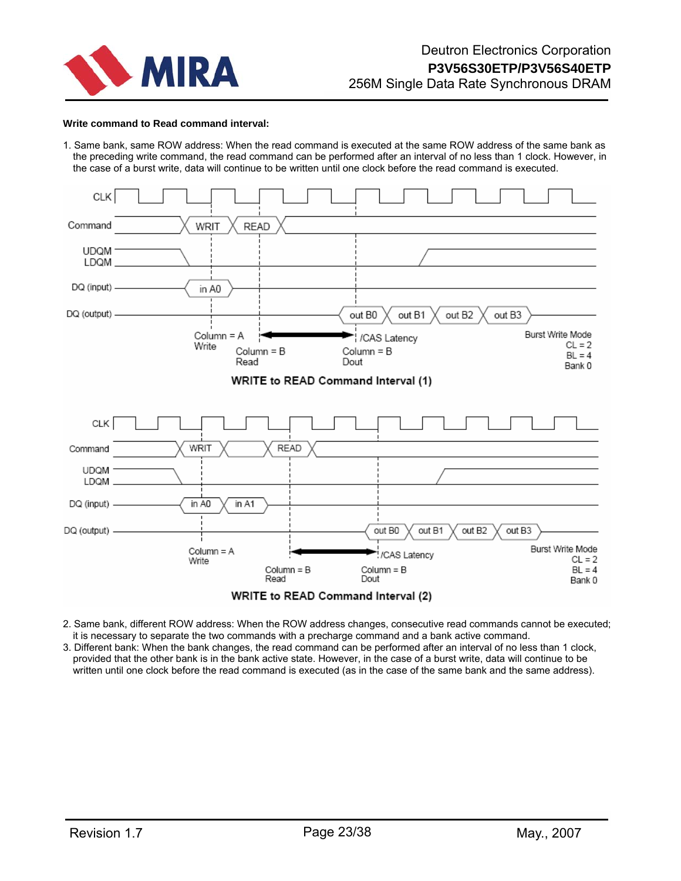**Write command to Read command interval:**

1. Same bank, same ROW address: When the read command is executed at the same ROW address of the same bank as the preceding write command, the read command can be performed after an interval of no less than 1 clock. However, in the case of a burst write, data will continue to be written until one clock before the read command is executed.

WRITE to READ Command Interval (1)

WRITE to READ Command Interval (2)

2. Same bank, different ROW address: When the ROW address changes, consecutive read commands cannot be executed; it is necessary to separate the two commands with a precharge command and a bank active command.
3. Different bank: When the bank changes, the read command can be performed after an interval of no less than 1 clock, provided that the other bank is in the bank active state. However, in the case of a burst write, data will continue to be written until one clock before the read command is executed (as in the case of the same bank and the same address).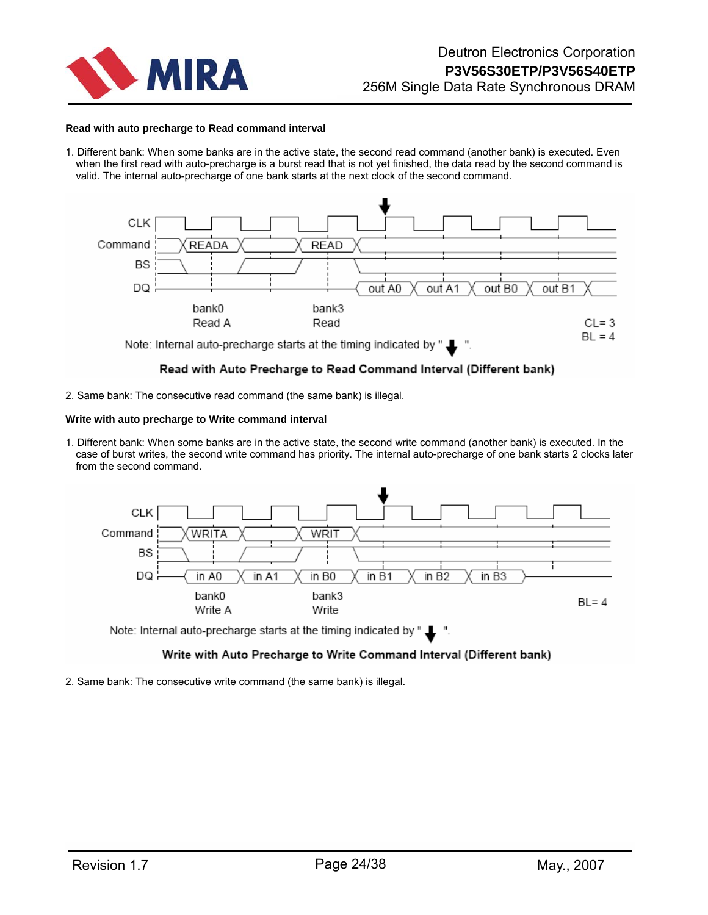**Read with auto precharge to Read command interval**

1. Different bank: When some banks are in the active state, the second read command (another bank) is executed. Even when the first read with auto-precharge is a burst read that is not yet finished, the data read by the second command is valid. The internal auto-precharge of one bank starts at the next clock of the second command.

CLK

Command READA READ

BS

DQ out A0 out A1 out B0 out B1

bank0 Read A bank3 Read

CL= 3
BL = 4

Note: Internal auto-precharge starts at the timing indicated by " ↓ ".

**Read with Auto Precharge to Read Command Interval (Different bank)**

2. Same bank: The consecutive read command (the same bank) is illegal.

**Write with auto precharge to Write command interval**

1. Different bank: When some banks are in the active state, the second write command (another bank) is executed. In the case of burst writes, the second write command has priority. The internal auto-precharge of one bank starts 2 clocks later from the second command.

CLK

Command WRITA WRIT

BS

DQ in A0 in A1 in B0 in B1 in B2 in B3

bank0 Write A bank3 Write

BL= 4

Note: Internal auto-precharge starts at the timing indicated by " ↓ ".

**Write with Auto Precharge to Write Command Interval (Different bank)**

2. Same bank: The consecutive write command (the same bank) is illegal.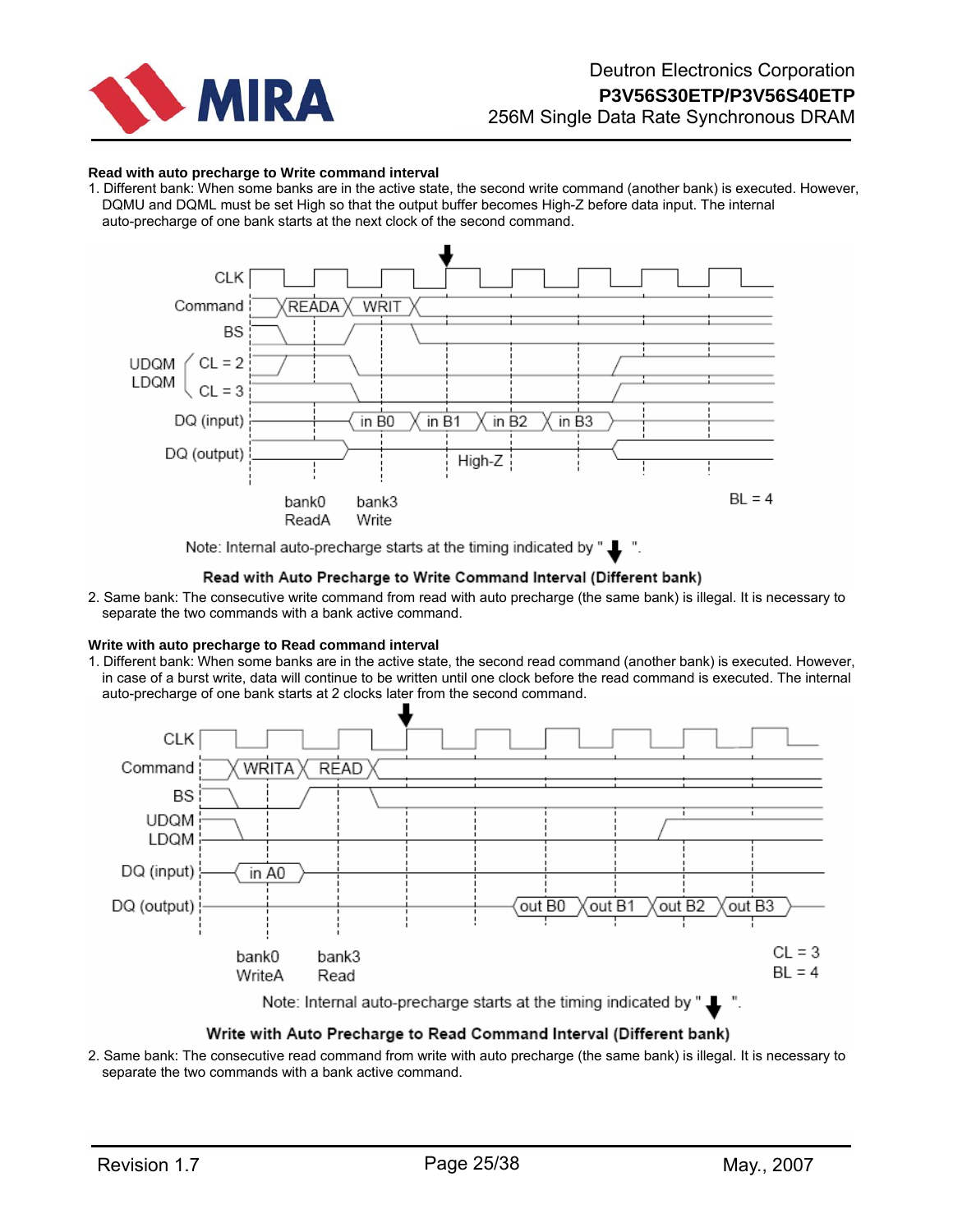**Read with auto precharge to Write command interval**

1. Different bank: When some banks are in the active state, the second write command (another bank) is executed. However, DQMU and DQML must be set High so that the output buffer becomes High-Z before data input. The internal auto-precharge of one bank starts at the next clock of the second command.

Note: Internal auto-precharge starts at the timing indicated by " ↓ ".

**Read with Auto Precharge to Write Command Interval (Different bank)**

2. Same bank: The consecutive write command from read with auto precharge (the same bank) is illegal. It is necessary to separate the two commands with a bank active command.

**Write with auto precharge to Read command interval**

1. Different bank: When some banks are in the active state, the second read command (another bank) is executed. However, in case of a burst write, data will continue to be written until one clock before the read command is executed. The internal auto-precharge of one bank starts at 2 clocks later from the second command.

Note: Internal auto-precharge starts at the timing indicated by " ↓ ".

**Write with Auto Precharge to Read Command Interval (Different bank)**

2. Same bank: The consecutive read command from write with auto precharge (the same bank) is illegal. It is necessary to separate the two commands with a bank active command.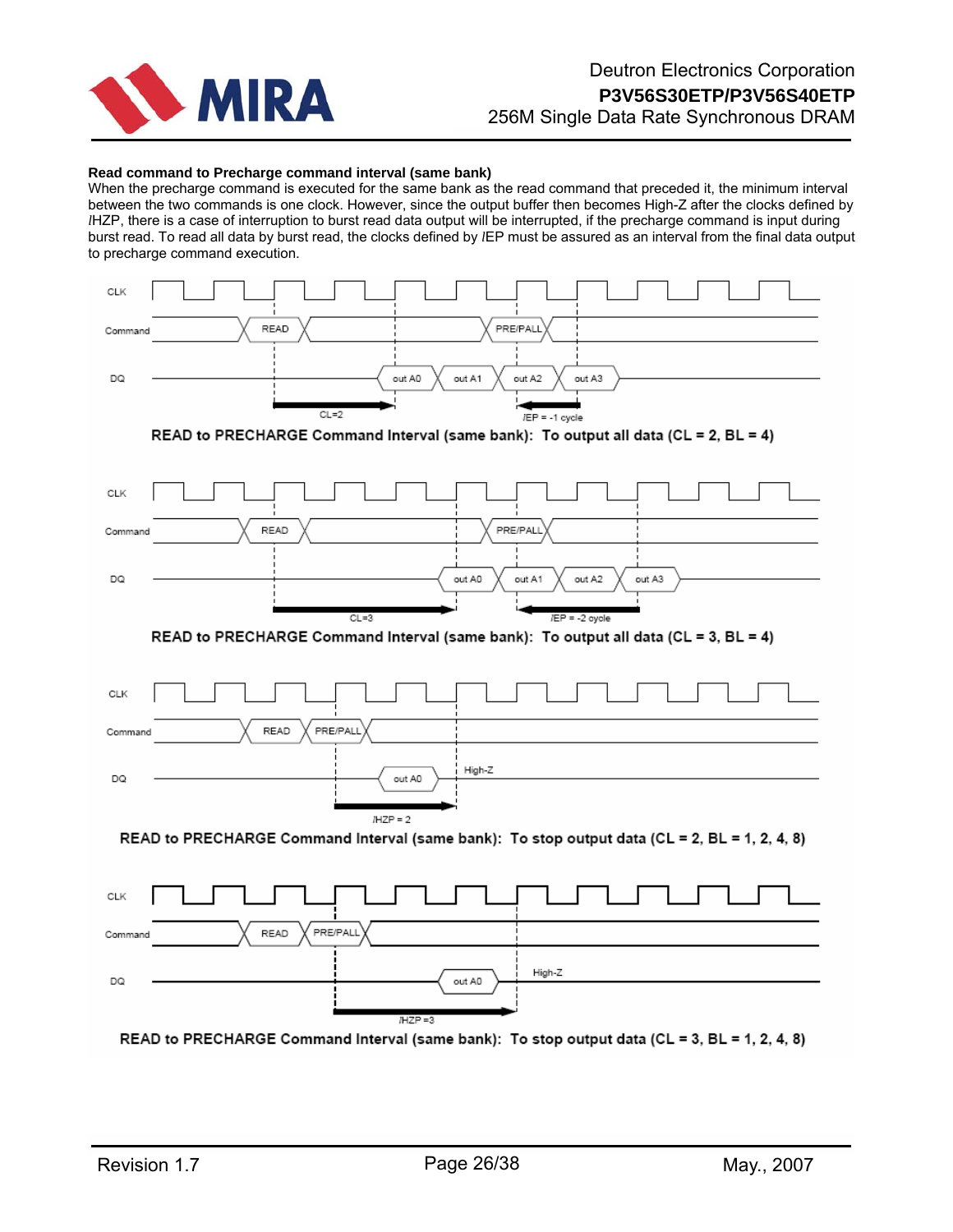**Read command to Precharge command interval (same bank)**

When the precharge command is executed for the same bank as the read command that preceded it, the minimum interval between the two commands is one clock. However, since the output buffer then becomes High-Z after the clocks defined by *l*HZP, there is a case of interruption to burst read data output will be interrupted, if the precharge command is input during burst read. To read all data by burst read, the clocks defined by *l*EP must be assured as an interval from the final data output to precharge command execution.

READ to PRECHARGE Command Interval (same bank): To output all data (CL = 2, BL = 4)

READ to PRECHARGE Command Interval (same bank): To output all data (CL = 3, BL = 4)

READ to PRECHARGE Command Interval (same bank): To stop output data (CL = 2, BL = 1, 2, 4, 8)

READ to PRECHARGE Command Interval (same bank): To stop output data (CL = 3, BL = 1, 2, 4, 8)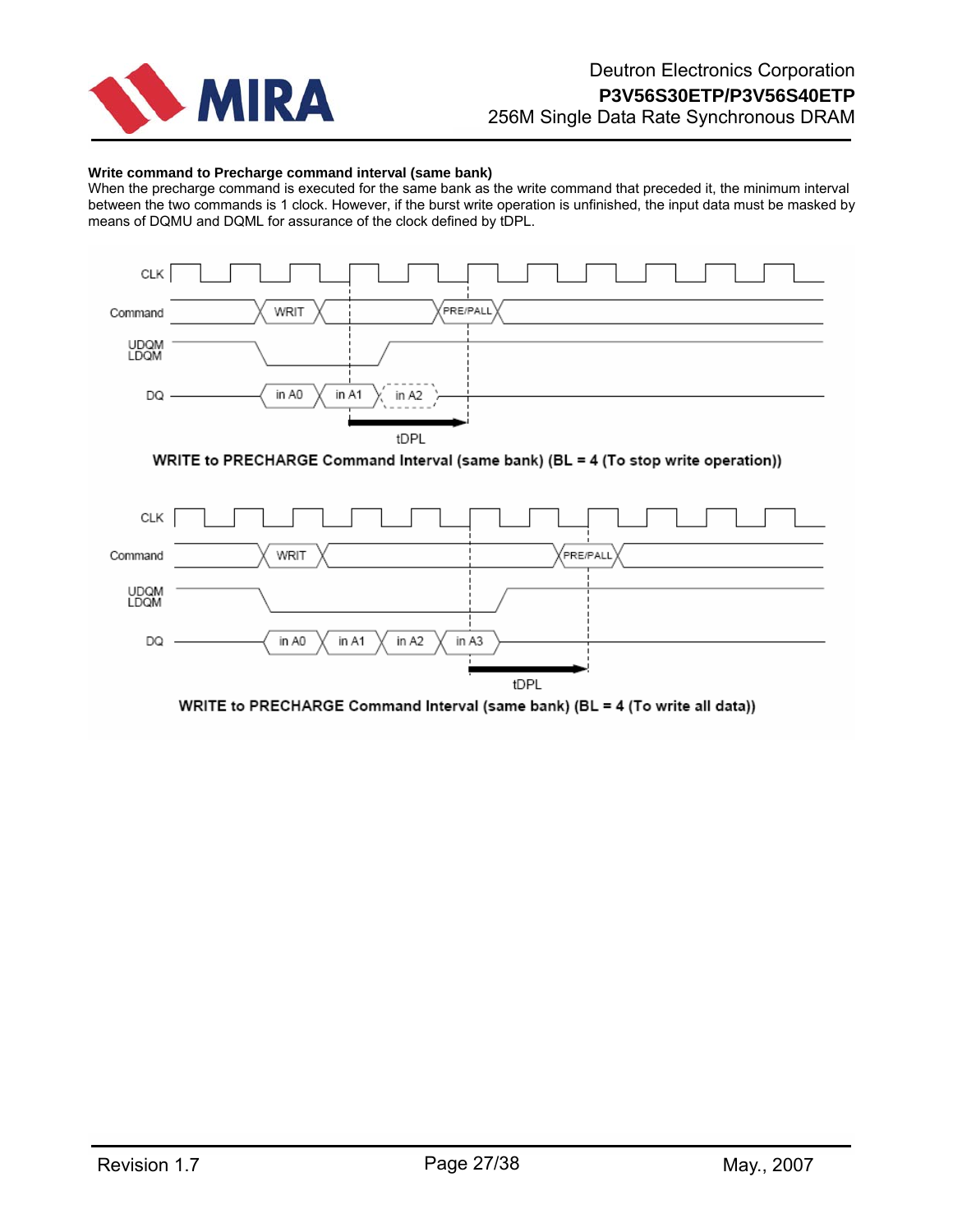**Write command to Precharge command interval (same bank)**

When the precharge command is executed for the same bank as the write command that preceded it, the minimum interval between the two commands is 1 clock. However, if the burst write operation is unfinished, the input data must be masked by means of DQMU and DQML for assurance of the clock defined by tDPL.

**WRITE to PRECHARGE Command Interval (same bank) (BL = 4 (To stop write operation))**

**WRITE to PRECHARGE Command Interval (same bank) (BL = 4 (To write all data))**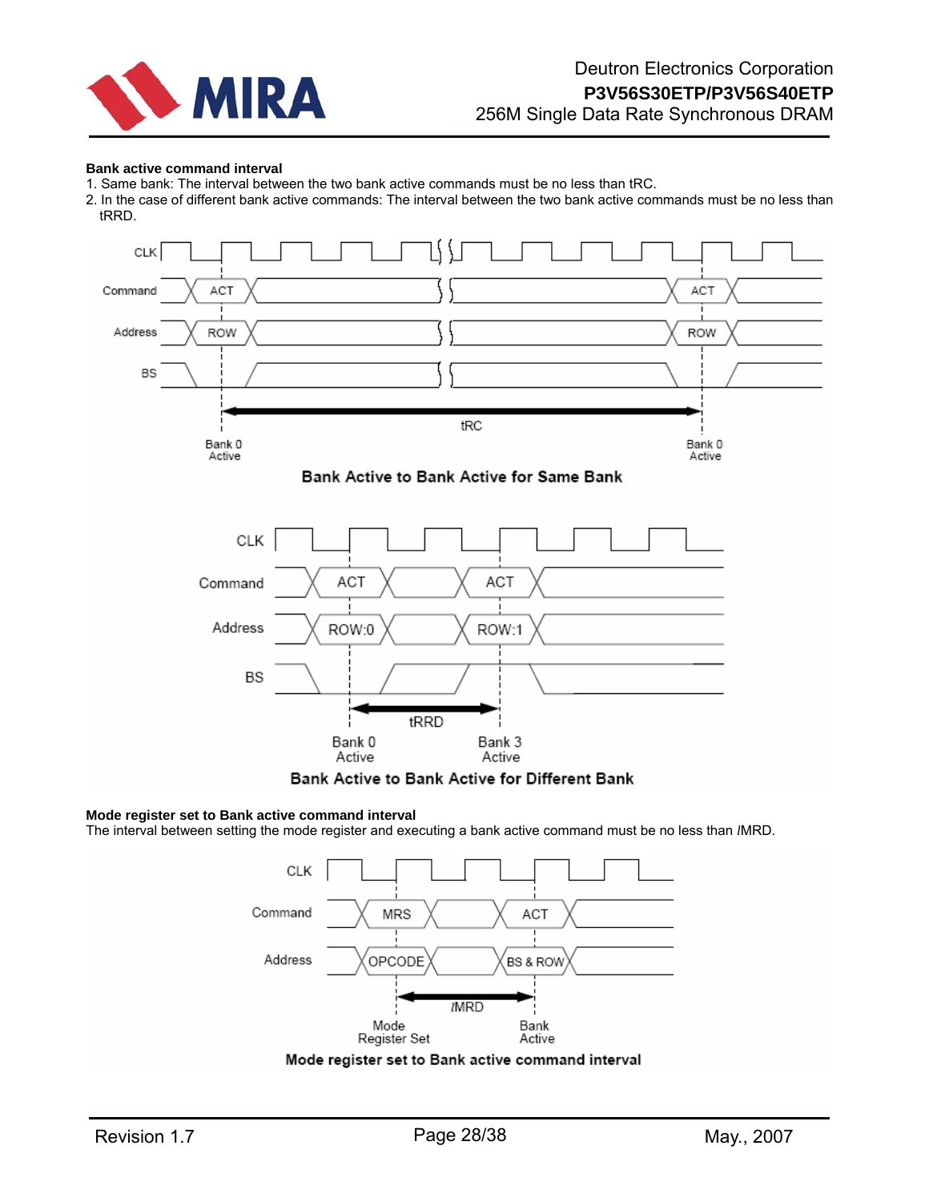**Bank active command interval**

1. Same bank: The interval between the two bank active commands must be no less than tRC.
2. In the case of different bank active commands: The interval between the two bank active commands must be no less than tRRD.

**Bank Active to Bank Active for Same Bank**

**Bank Active to Bank Active for Different Bank**

**Mode register set to Bank active command interval**

The interval between setting the mode register and executing a bank active command must be no less than *l*MRD.

**Mode register set to Bank active command interval**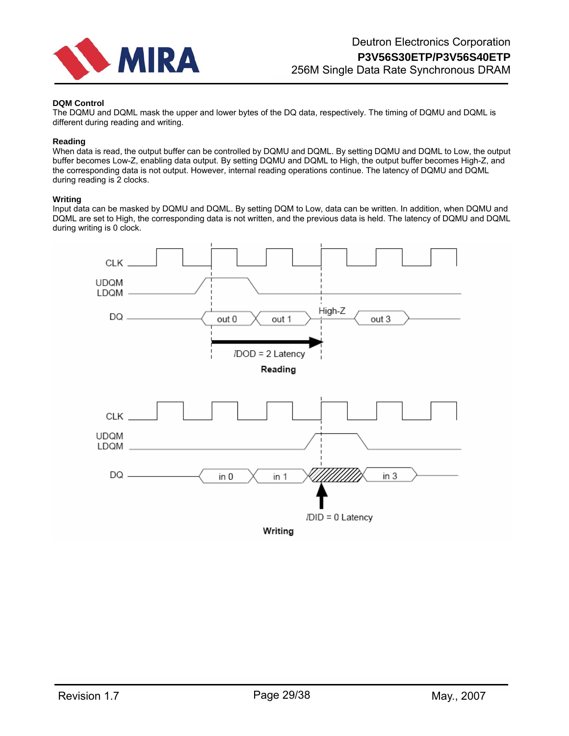### DQM Control

The DQMU and DQML mask the upper and lower bytes of the DQ data, respectively. The timing of DQMU and DQML is different during reading and writing.

#### Reading

When data is read, the output buffer can be controlled by DQMU and DQML. By setting DQMU and DQML to Low, the output buffer becomes Low-Z, enabling data output. By setting DQMU and DQML to High, the output buffer becomes High-Z, and the corresponding data is not output. However, internal reading operations continue. The latency of DQMU and DQML during reading is 2 clocks.

#### Writing

Input data can be masked by DQMU and DQML. By setting DQM to Low, data can be written. In addition, when DQMU and DQML are set to High, the corresponding data is not written, and the previous data is held. The latency of DQMU and DQML during writing is 0 clock.

CLK

UDQM
LDQM

DQ — out 0, out 1, High-Z, out 3

lDOD = 2 Latency

**Reading**

CLK

UDQM
LDQM

DQ — in 0, in 1, in 3

lDID = 0 Latency

**Writing**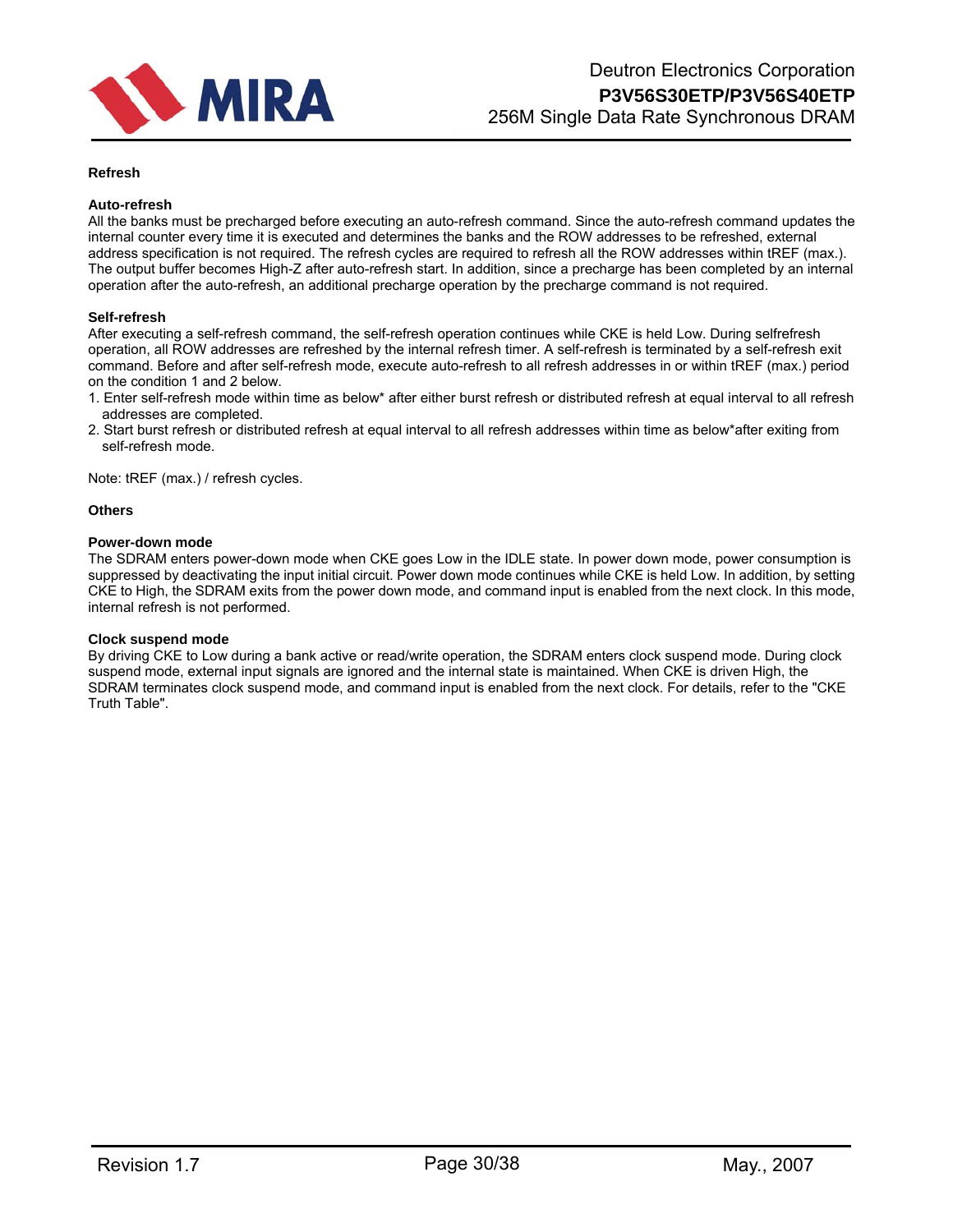## Refresh

### Auto-refresh

All the banks must be precharged before executing an auto-refresh command. Since the auto-refresh command updates the internal counter every time it is executed and determines the banks and the ROW addresses to be refreshed, external address specification is not required. The refresh cycles are required to refresh all the ROW addresses within tREF (max.). The output buffer becomes High-Z after auto-refresh start. In addition, since a precharge has been completed by an internal operation after the auto-refresh, an additional precharge operation by the precharge command is not required.

### Self-refresh

After executing a self-refresh command, the self-refresh operation continues while CKE is held Low. During selfrefresh operation, all ROW addresses are refreshed by the internal refresh timer. A self-refresh is terminated by a self-refresh exit command. Before and after self-refresh mode, execute auto-refresh to all refresh addresses in or within tREF (max.) period on the condition 1 and 2 below.

1. Enter self-refresh mode within time as below* after either burst refresh or distributed refresh at equal interval to all refresh addresses are completed.
2. Start burst refresh or distributed refresh at equal interval to all refresh addresses within time as below*after exiting from self-refresh mode.

Note: tREF (max.) / refresh cycles.

## Others

### Power-down mode

The SDRAM enters power-down mode when CKE goes Low in the IDLE state. In power down mode, power consumption is suppressed by deactivating the input initial circuit. Power down mode continues while CKE is held Low. In addition, by setting CKE to High, the SDRAM exits from the power down mode, and command input is enabled from the next clock. In this mode, internal refresh is not performed.

### Clock suspend mode

By driving CKE to Low during a bank active or read/write operation, the SDRAM enters clock suspend mode. During clock suspend mode, external input signals are ignored and the internal state is maintained. When CKE is driven High, the SDRAM terminates clock suspend mode, and command input is enabled from the next clock. For details, refer to the "CKE Truth Table".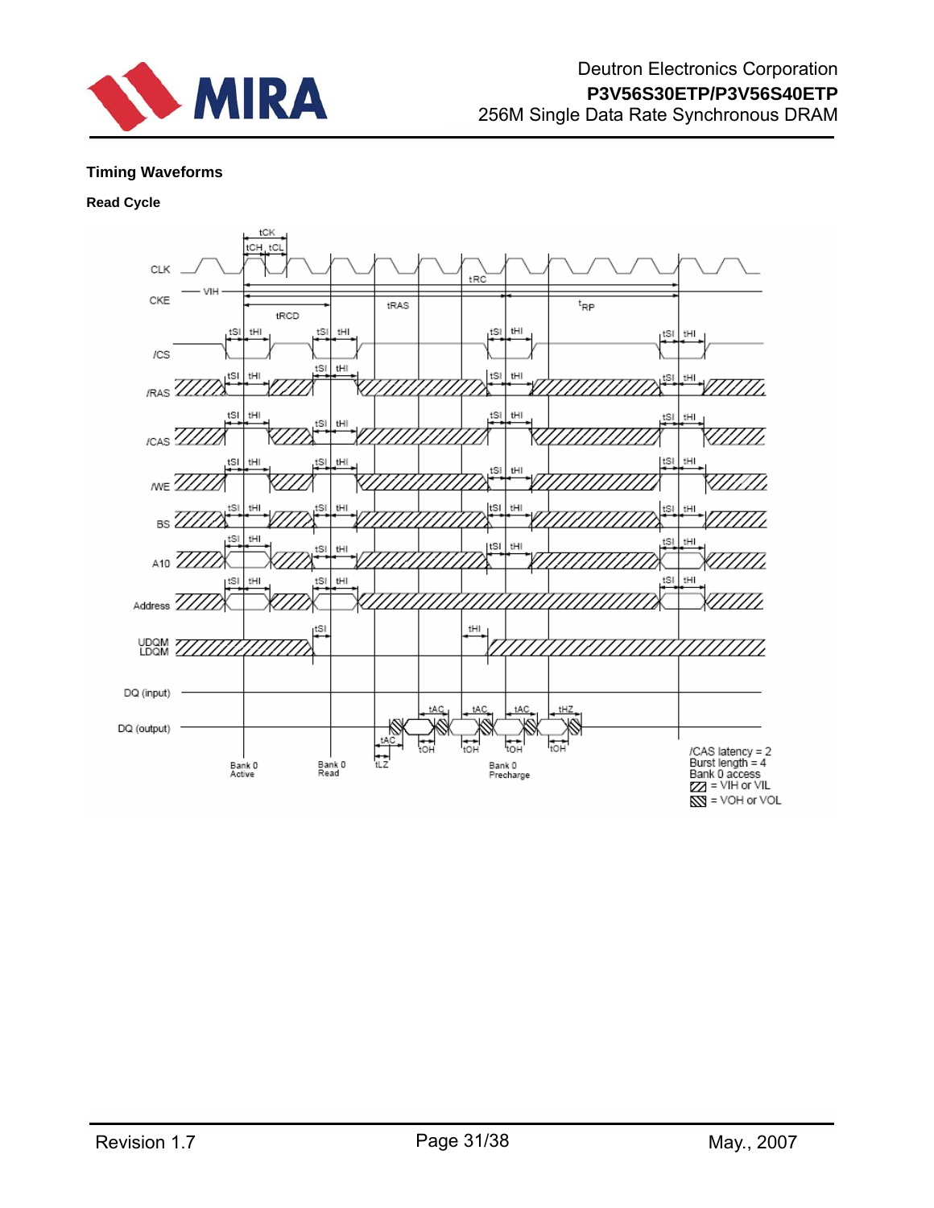## Timing Waveforms

### Read Cycle

/CAS latency = 2
Burst length = 4
Bank 0 access
= VIH or VIL
= VOH or VOL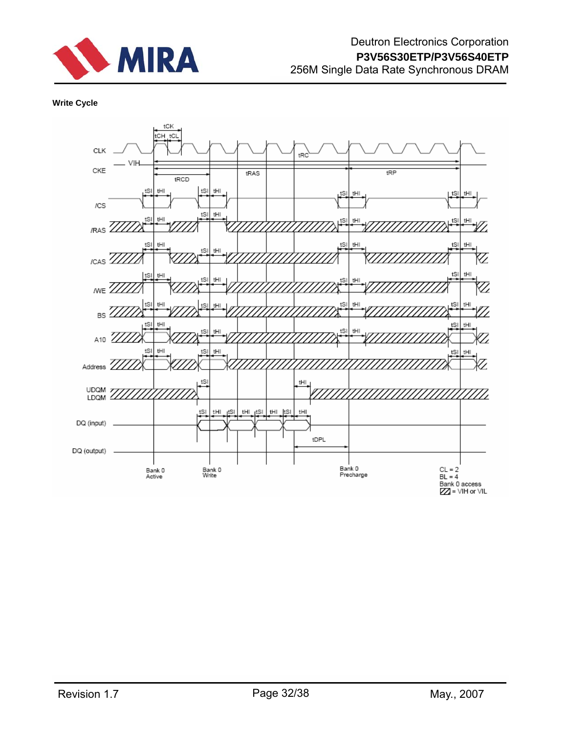**Write Cycle**

CLK

CKE — VIH

tCK tCH tCL tRC tRCD tRAS tRP

/CS

/RAS

/CAS

/WE

BS

A10

Address

UDQM
LDQM

DQ (input)

DQ (output)

tSI tHI

tDPL

Bank 0 Active

Bank 0 Write

Bank 0 Precharge

CL = 2
BL = 4
Bank 0 access
▨ = VIH or VIL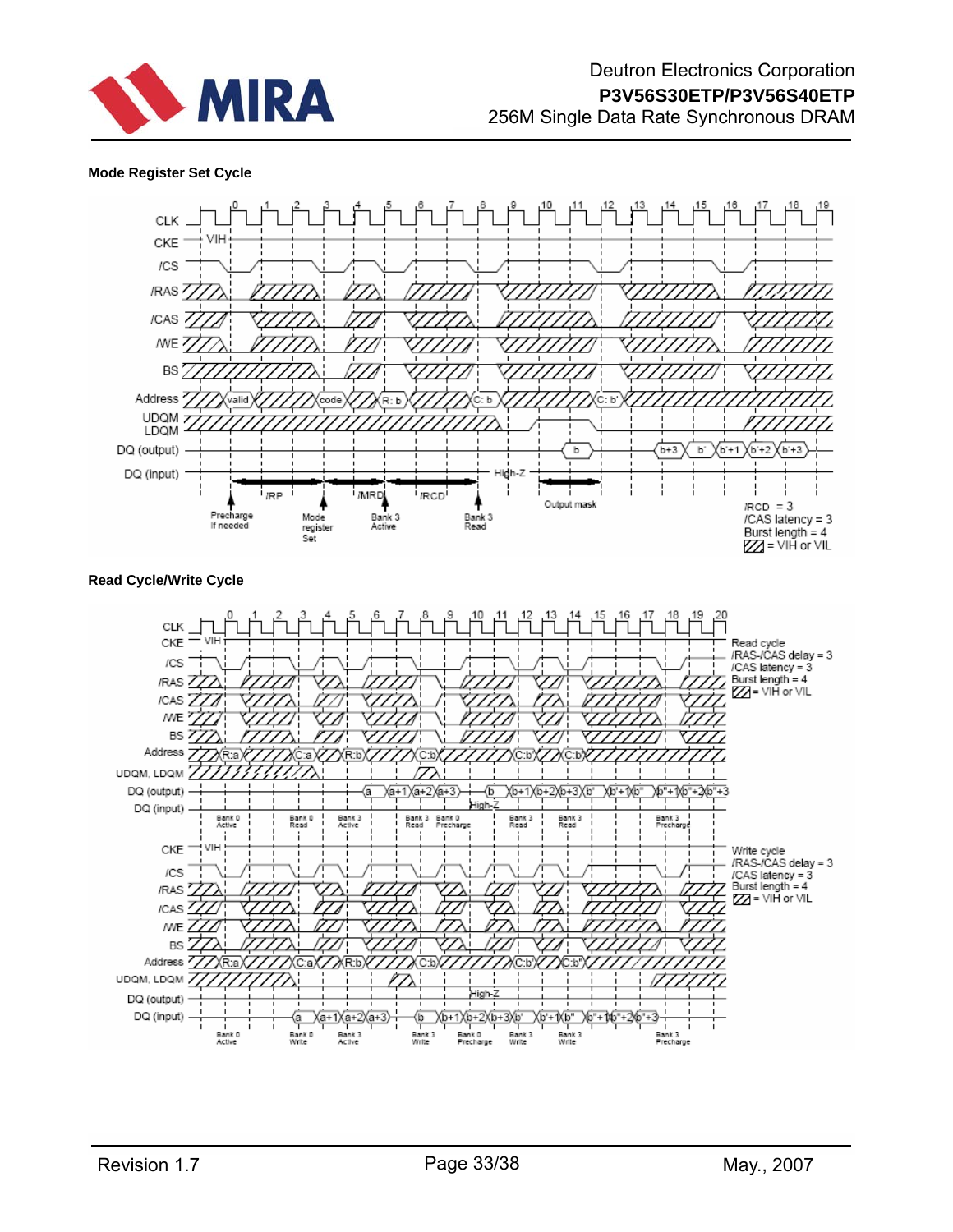## Mode Register Set Cycle

CLK 0 1 2 3 4 5 6 7 8 9 10 11 12 13 14 15 16 17 18 19

CKE VIH

/CS

/RAS

/CAS

/WE

BS

Address valid code R: b C: b C: b'

UDQM LDQM

DQ (output) b b+3 b' b'+1 b'+2 b'+3

DQ (input) High-Z

/RP /MRD /RCD

Precharge If needed

Mode register Set

Bank 3 Active

Bank 3 Read

Output mask

/RCD = 3
/CAS latency = 3
Burst length = 4
= VIH or VIL

## Read Cycle/Write Cycle

CLK 0 1 2 3 4 5 6 7 8 9 10 11 12 13 14 15 16 17 18 19 20

CKE VIH

/CS

/RAS

/CAS

/WE

BS

Address R:a C:a R:b C:b C:b' C:b"

UDQM, LDQM

DQ (output) a a+1 a+2 a+3 b b+1 b+2 b+3 b' b'+1 b" b"+1 b"+2 b"+3

DQ (input) High-Z

Bank 0 Active, Bank 0 Read, Bank 3 Active, Bank 3 Read, Bank 0 Precharge, Bank 3 Read, Bank 3 Read, Bank 3 Precharge

Read cycle
/RAS-/CAS delay = 3
/CAS latency = 3
Burst length = 4
= VIH or VIL

CKE VIH

/CS

/RAS

/CAS

/WE

BS

Address R:a C:a R:b C:b C:b' C:b"

UDQM, LDQM

DQ (output) High-Z

DQ (input) a a+1 a+2 a+3 b b+1 b+2 b+3 b' b'+1 b" b"+1 b"+2 b"+3

Bank 0 Active, Bank 0 Write, Bank 3 Active, Bank 3 Write, Bank 0 Precharge, Bank 3 Write, Bank 3 Write, Bank 3 Precharge

Write cycle
/RAS-/CAS delay = 3
/CAS latency = 3
Burst length = 4
= VIH or VIL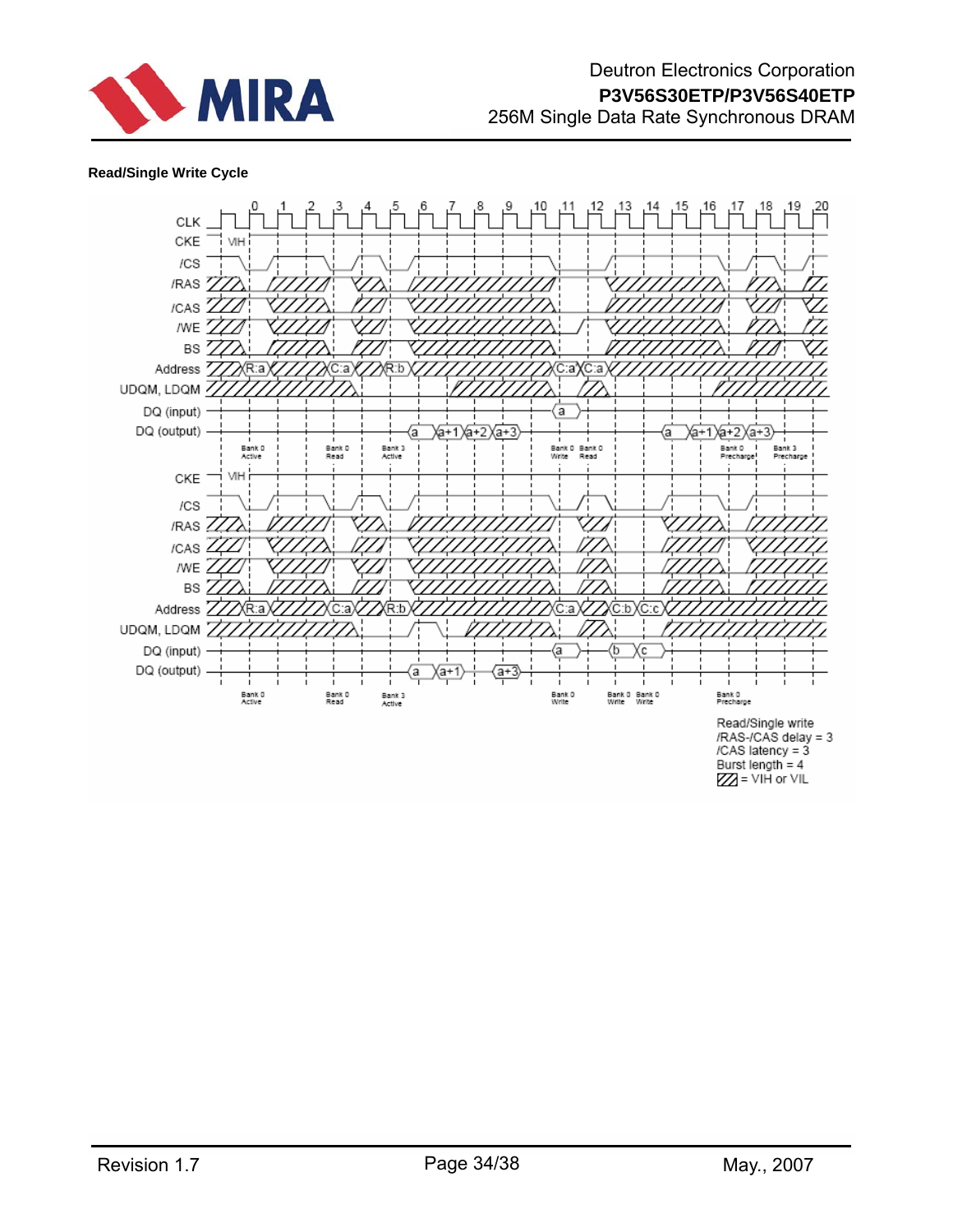**Read/Single Write Cycle**

Read/Single write
/RAS-/CAS delay = 3
/CAS latency = 3
Burst length = 4
= VIH or VIL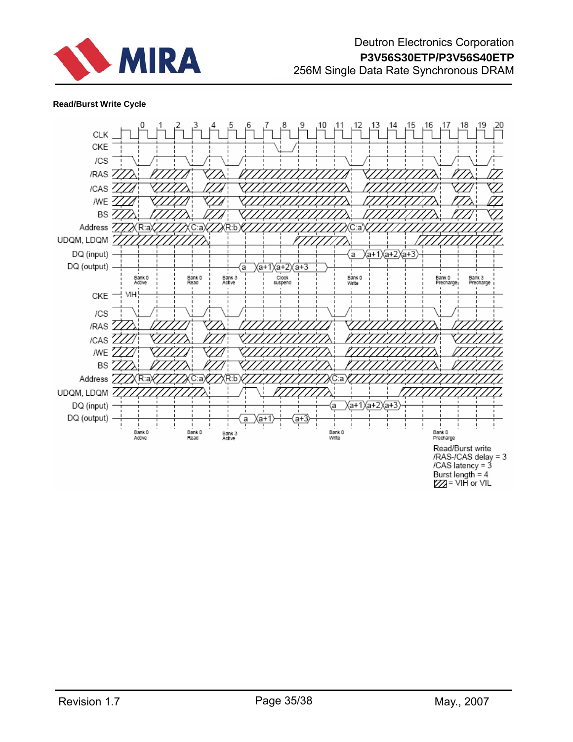**Read/Burst Write Cycle**

Read/Burst write
/RAS-/CAS delay = 3
/CAS latency = 3
Burst length = 4
= VIH or VIL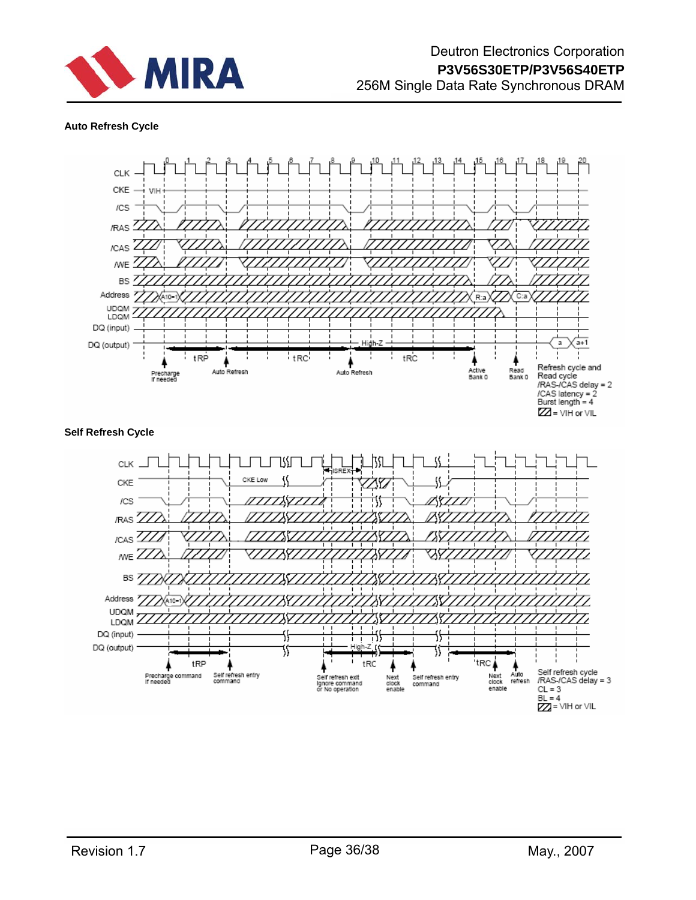**Auto Refresh Cycle**

CLK 0 1 2 3 4 5 6 7 8 9 10 11 12 13 14 15 16 17 18 19 20

CKE VIH

/CS

/RAS

/CAS

/WE

BS

Address A10=1 R:a C:a

UDQM LDQM

DQ (input)

DQ (output) High-Z a a+1

tRP tRC tRC

Precharge If needed

Auto Refresh

Auto Refresh

Active Bank 0

Read Bank 0

Refresh cycle and Read cycle
/RAS-/CAS delay = 2
/CAS latency = 2
Burst length = 4
= VIH or VIL

**Self Refresh Cycle**

CLK

CKE CKE Low

/CS

/RAS

/CAS

/WE

BS

Address A10=1

UDQM LDQM

DQ (input)

DQ (output) High-Z

tSREX

tRP tRC tRC

Precharge command If needed

Self refresh entry command

Self refresh exit Ignore command or No operation

Next clock enable

Self refresh entry command

Next clock enable

Auto refresh

Self refresh cycle
/RAS-/CAS delay = 3
CL = 3
BL = 4
= VIH or VIL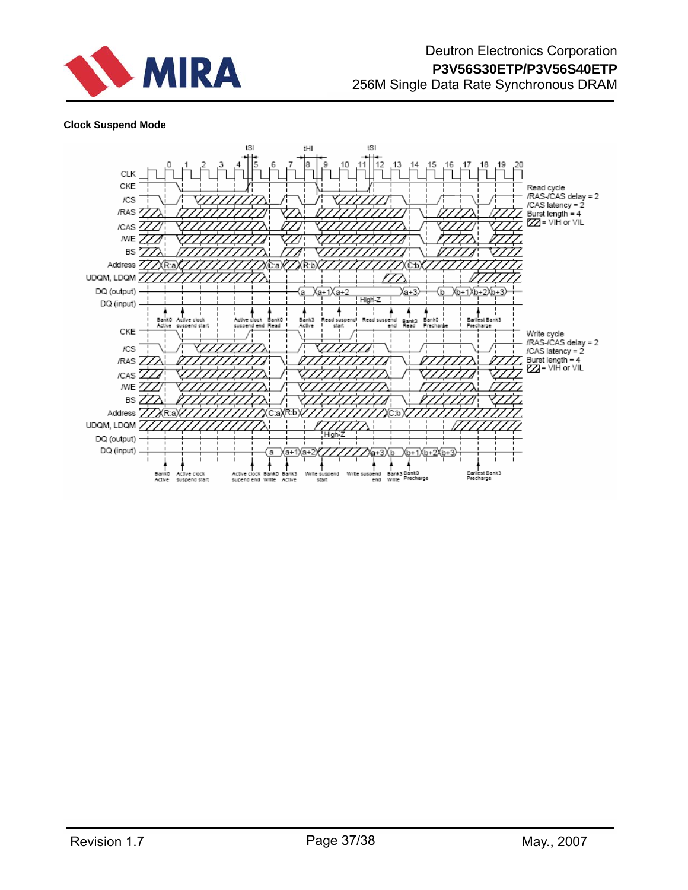**Clock Suspend Mode**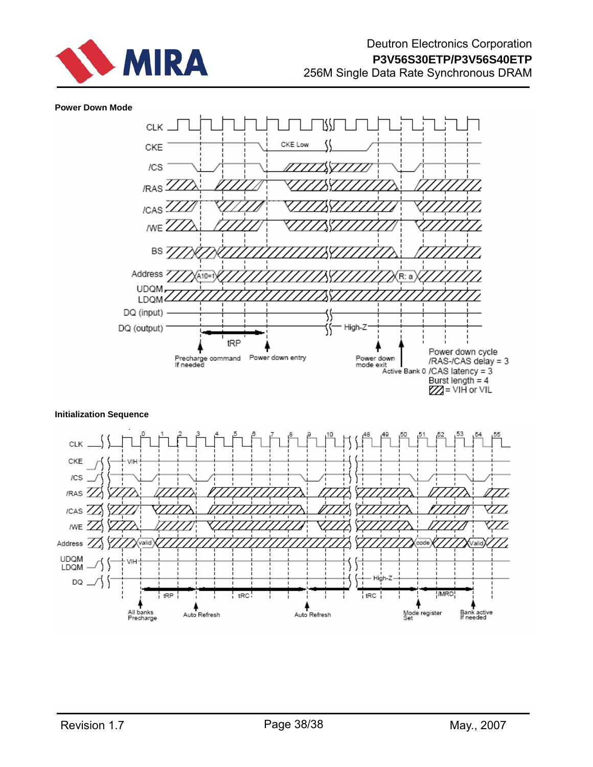## Power Down Mode

CLK
CKE
CKE Low
/CS
/RAS
/CAS
/WE
BS
Address
A10=1
R: a
UDQM
LDQM
DQ (input)
DQ (output)
High-Z
tRP
Precharge command If needed
Power down entry
Power down mode exit
Active Bank 0
Power down cycle
/RAS-/CAS delay = 3
/CAS latency = 3
Burst length = 4
= VIH or VIL

## Initialization Sequence

0 1 2 3 4 5 6 7 8 9 10 48 49 50 51 52 53 54 55
CLK
CKE
VIH
/CS
/RAS
/CAS
/WE
Address
valid
code
Valid
UDQM
LDQM
VIH
DQ
High-Z
tRP
tRC
tRC
tMRD
All banks Precharge
Auto Refresh
Auto Refresh
Mode register Set
Bank active If needed